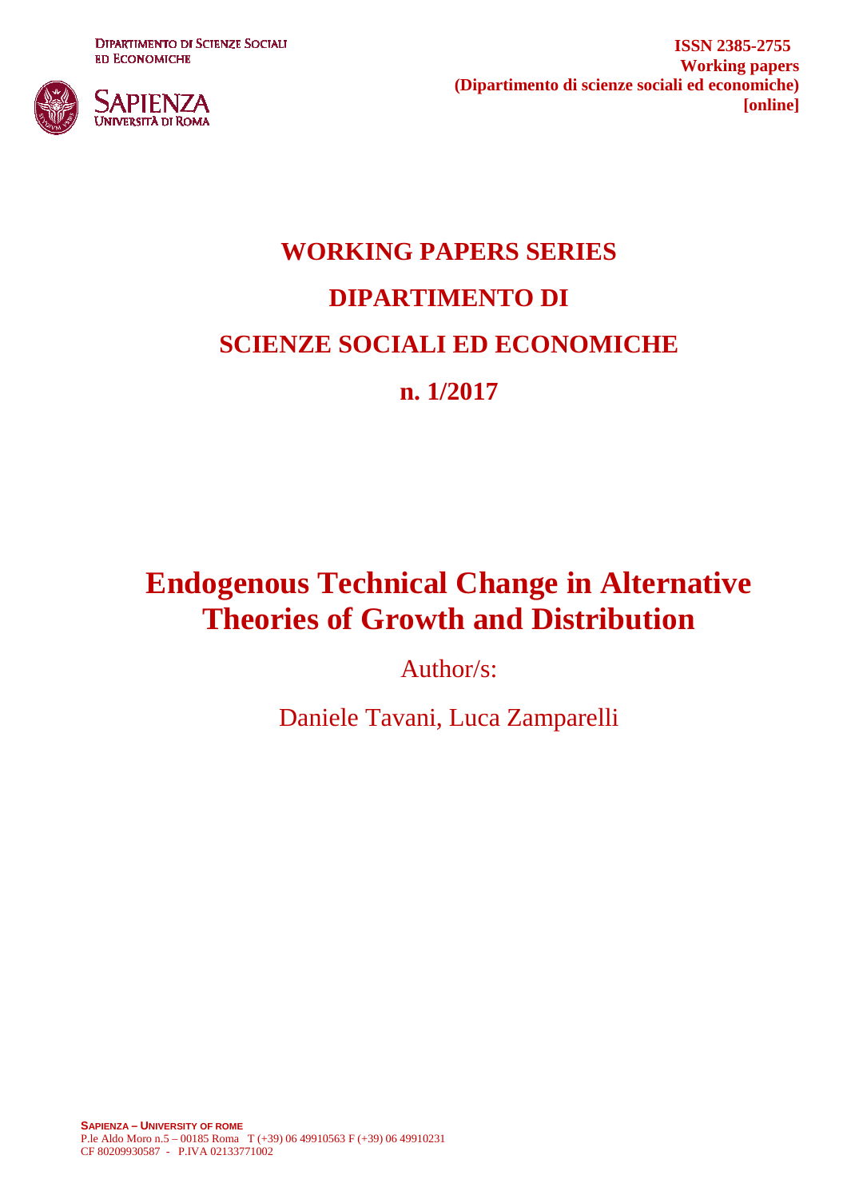Dipartimento di Scienze Sociali ed Economiche

Sapienza Università di Roma

**ISSN 2385-2755**
**Working papers**
**(Dipartimento di scienze sociali ed economiche)**
**[online]**

# WORKING PAPERS SERIES
# DIPARTIMENTO DI
# SCIENZE SOCIALI ED ECONOMICHE
# n. 1/2017

# Endogenous Technical Change in Alternative Theories of Growth and Distribution

Author/s:

Daniele Tavani, Luca Zamparelli

**SAPIENZA – UNIVERSITY OF ROME**
P.le Aldo Moro n.5 – 00185 Roma T (+39) 06 49910563 F (+39) 06 49910231
CF 80209930587 - P.IVA 02133771002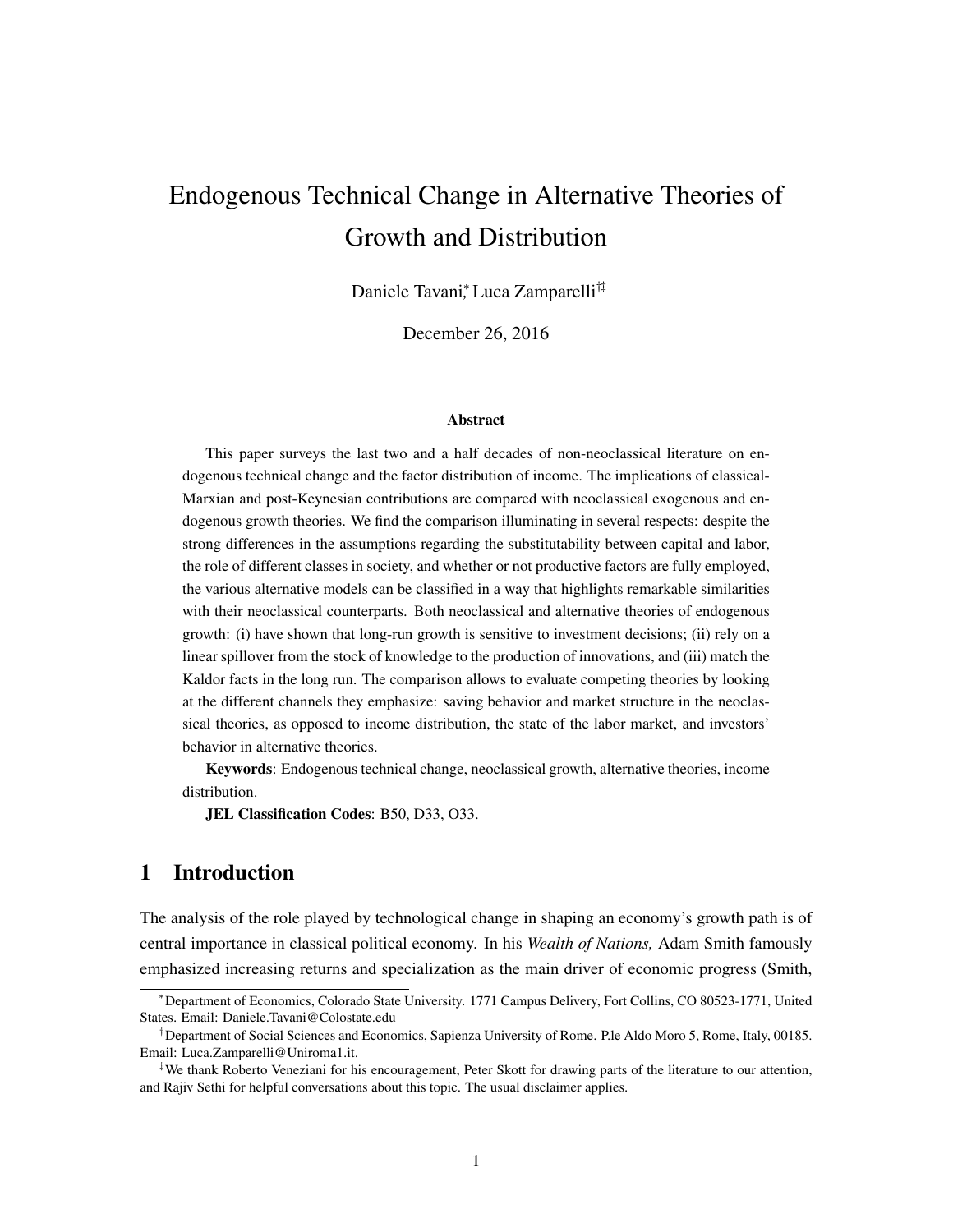# Endogenous Technical Change in Alternative Theories of Growth and Distribution

Daniele Tavani,[*] Luca Zamparelli[†‡]

December 26, 2016

### Abstract

This paper surveys the last two and a half decades of non-neoclassical literature on endogenous technical change and the factor distribution of income. The implications of classical-Marxian and post-Keynesian contributions are compared with neoclassical exogenous and endogenous growth theories. We find the comparison illuminating in several respects: despite the strong differences in the assumptions regarding the substitutability between capital and labor, the role of different classes in society, and whether or not productive factors are fully employed, the various alternative models can be classified in a way that highlights remarkable similarities with their neoclassical counterparts. Both neoclassical and alternative theories of endogenous growth: (i) have shown that long-run growth is sensitive to investment decisions; (ii) rely on a linear spillover from the stock of knowledge to the production of innovations, and (iii) match the Kaldor facts in the long run. The comparison allows to evaluate competing theories by looking at the different channels they emphasize: saving behavior and market structure in the neoclassical theories, as opposed to income distribution, the state of the labor market, and investors' behavior in alternative theories.

**Keywords**: Endogenous technical change, neoclassical growth, alternative theories, income distribution.

**JEL Classification Codes**: B50, D33, O33.

## 1 Introduction

The analysis of the role played by technological change in shaping an economy's growth path is of central importance in classical political economy. In his *Wealth of Nations,* Adam Smith famously emphasized increasing returns and specialization as the main driver of economic progress (Smith,

[*] Department of Economics, Colorado State University. 1771 Campus Delivery, Fort Collins, CO 80523-1771, United States. Email: Daniele.Tavani@Colostate.edu

[†] Department of Social Sciences and Economics, Sapienza University of Rome. P.le Aldo Moro 5, Rome, Italy, 00185. Email: Luca.Zamparelli@Uniroma1.it.

[‡] We thank Roberto Veneziani for his encouragement, Peter Skott for drawing parts of the literature to our attention, and Rajiv Sethi for helpful conversations about this topic. The usual disclaimer applies.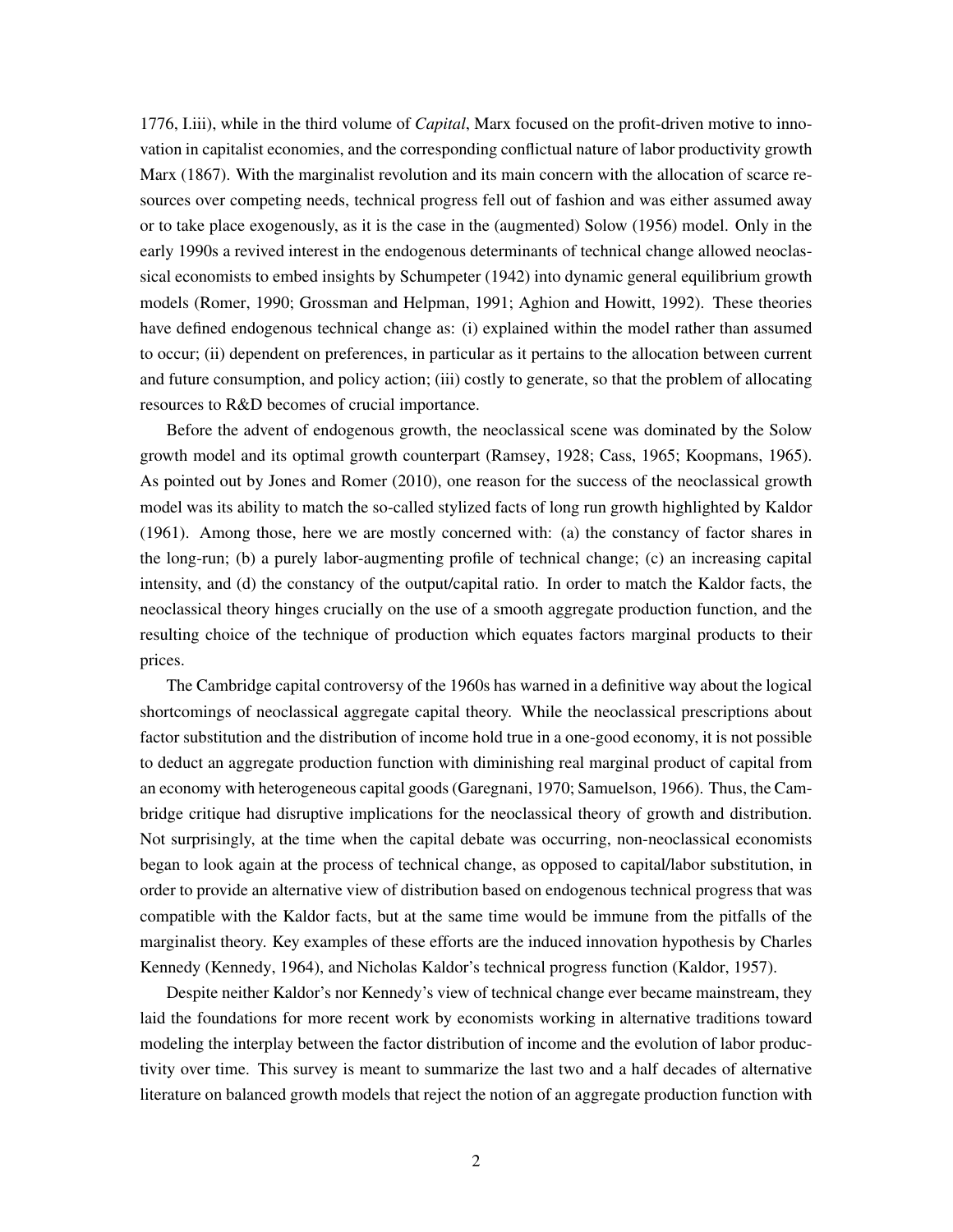1776, I.iii), while in the third volume of *Capital*, Marx focused on the profit-driven motive to innovation in capitalist economies, and the corresponding conflictual nature of labor productivity growth Marx (1867). With the marginalist revolution and its main concern with the allocation of scarce resources over competing needs, technical progress fell out of fashion and was either assumed away or to take place exogenously, as it is the case in the (augmented) Solow (1956) model. Only in the early 1990s a revived interest in the endogenous determinants of technical change allowed neoclassical economists to embed insights by Schumpeter (1942) into dynamic general equilibrium growth models (Romer, 1990; Grossman and Helpman, 1991; Aghion and Howitt, 1992). These theories have defined endogenous technical change as: (i) explained within the model rather than assumed to occur; (ii) dependent on preferences, in particular as it pertains to the allocation between current and future consumption, and policy action; (iii) costly to generate, so that the problem of allocating resources to R&D becomes of crucial importance.

Before the advent of endogenous growth, the neoclassical scene was dominated by the Solow growth model and its optimal growth counterpart (Ramsey, 1928; Cass, 1965; Koopmans, 1965). As pointed out by Jones and Romer (2010), one reason for the success of the neoclassical growth model was its ability to match the so-called stylized facts of long run growth highlighted by Kaldor (1961). Among those, here we are mostly concerned with: (a) the constancy of factor shares in the long-run; (b) a purely labor-augmenting profile of technical change; (c) an increasing capital intensity, and (d) the constancy of the output/capital ratio. In order to match the Kaldor facts, the neoclassical theory hinges crucially on the use of a smooth aggregate production function, and the resulting choice of the technique of production which equates factors marginal products to their prices.

The Cambridge capital controversy of the 1960s has warned in a definitive way about the logical shortcomings of neoclassical aggregate capital theory. While the neoclassical prescriptions about factor substitution and the distribution of income hold true in a one-good economy, it is not possible to deduct an aggregate production function with diminishing real marginal product of capital from an economy with heterogeneous capital goods (Garegnani, 1970; Samuelson, 1966). Thus, the Cambridge critique had disruptive implications for the neoclassical theory of growth and distribution. Not surprisingly, at the time when the capital debate was occurring, non-neoclassical economists began to look again at the process of technical change, as opposed to capital/labor substitution, in order to provide an alternative view of distribution based on endogenous technical progress that was compatible with the Kaldor facts, but at the same time would be immune from the pitfalls of the marginalist theory. Key examples of these efforts are the induced innovation hypothesis by Charles Kennedy (Kennedy, 1964), and Nicholas Kaldor's technical progress function (Kaldor, 1957).

Despite neither Kaldor's nor Kennedy's view of technical change ever became mainstream, they laid the foundations for more recent work by economists working in alternative traditions toward modeling the interplay between the factor distribution of income and the evolution of labor productivity over time. This survey is meant to summarize the last two and a half decades of alternative literature on balanced growth models that reject the notion of an aggregate production function with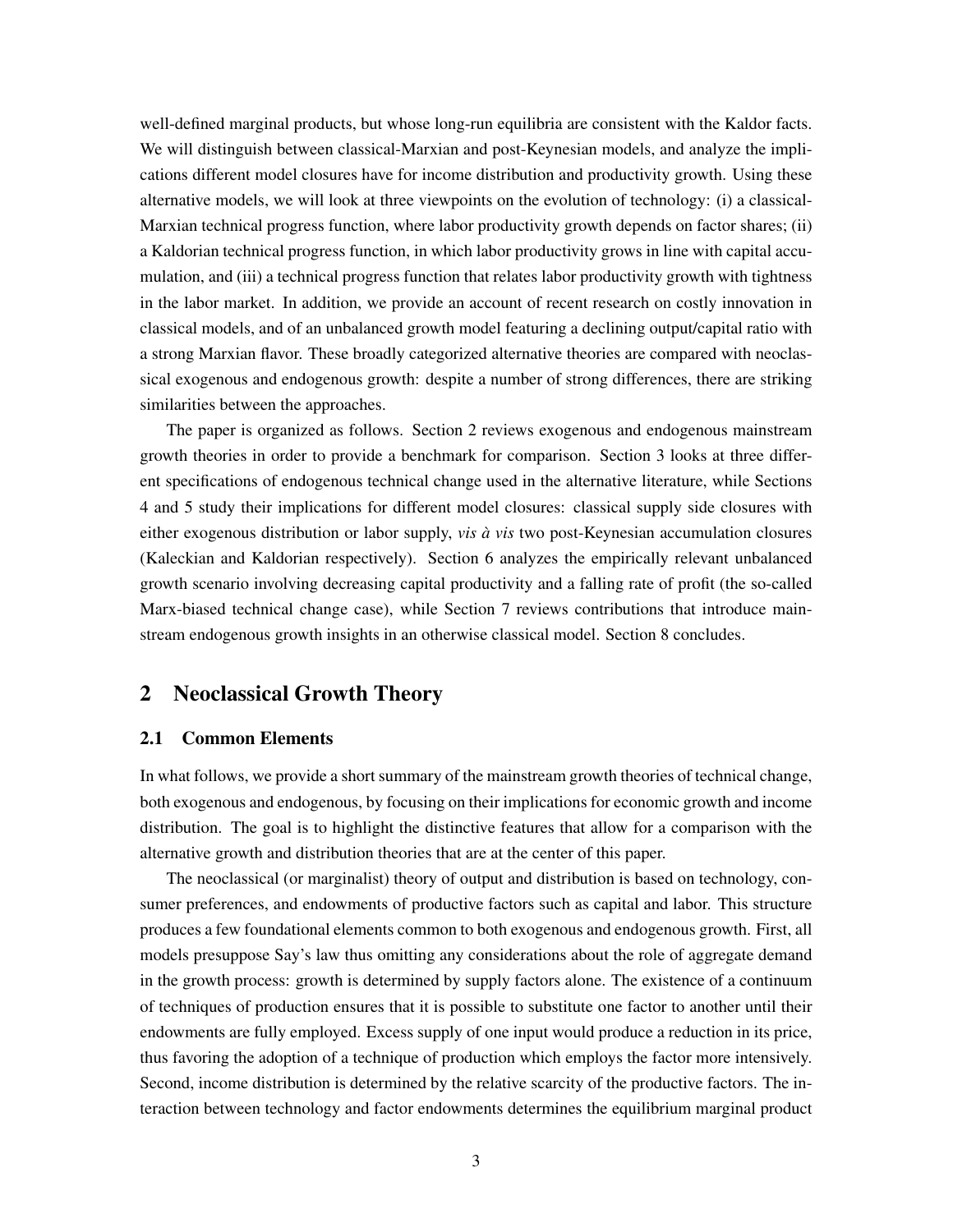well-defined marginal products, but whose long-run equilibria are consistent with the Kaldor facts. We will distinguish between classical-Marxian and post-Keynesian models, and analyze the implications different model closures have for income distribution and productivity growth. Using these alternative models, we will look at three viewpoints on the evolution of technology: (i) a classical-Marxian technical progress function, where labor productivity growth depends on factor shares; (ii) a Kaldorian technical progress function, in which labor productivity grows in line with capital accumulation, and (iii) a technical progress function that relates labor productivity growth with tightness in the labor market. In addition, we provide an account of recent research on costly innovation in classical models, and of an unbalanced growth model featuring a declining output/capital ratio with a strong Marxian flavor. These broadly categorized alternative theories are compared with neoclassical exogenous and endogenous growth: despite a number of strong differences, there are striking similarities between the approaches.

The paper is organized as follows. Section 2 reviews exogenous and endogenous mainstream growth theories in order to provide a benchmark for comparison. Section 3 looks at three different specifications of endogenous technical change used in the alternative literature, while Sections 4 and 5 study their implications for different model closures: classical supply side closures with either exogenous distribution or labor supply, *vis à vis* two post-Keynesian accumulation closures (Kaleckian and Kaldorian respectively). Section 6 analyzes the empirically relevant unbalanced growth scenario involving decreasing capital productivity and a falling rate of profit (the so-called Marx-biased technical change case), while Section 7 reviews contributions that introduce mainstream endogenous growth insights in an otherwise classical model. Section 8 concludes.

## 2 Neoclassical Growth Theory

### 2.1 Common Elements

In what follows, we provide a short summary of the mainstream growth theories of technical change, both exogenous and endogenous, by focusing on their implications for economic growth and income distribution. The goal is to highlight the distinctive features that allow for a comparison with the alternative growth and distribution theories that are at the center of this paper.

The neoclassical (or marginalist) theory of output and distribution is based on technology, consumer preferences, and endowments of productive factors such as capital and labor. This structure produces a few foundational elements common to both exogenous and endogenous growth. First, all models presuppose Say's law thus omitting any considerations about the role of aggregate demand in the growth process: growth is determined by supply factors alone. The existence of a continuum of techniques of production ensures that it is possible to substitute one factor to another until their endowments are fully employed. Excess supply of one input would produce a reduction in its price, thus favoring the adoption of a technique of production which employs the factor more intensively. Second, income distribution is determined by the relative scarcity of the productive factors. The interaction between technology and factor endowments determines the equilibrium marginal product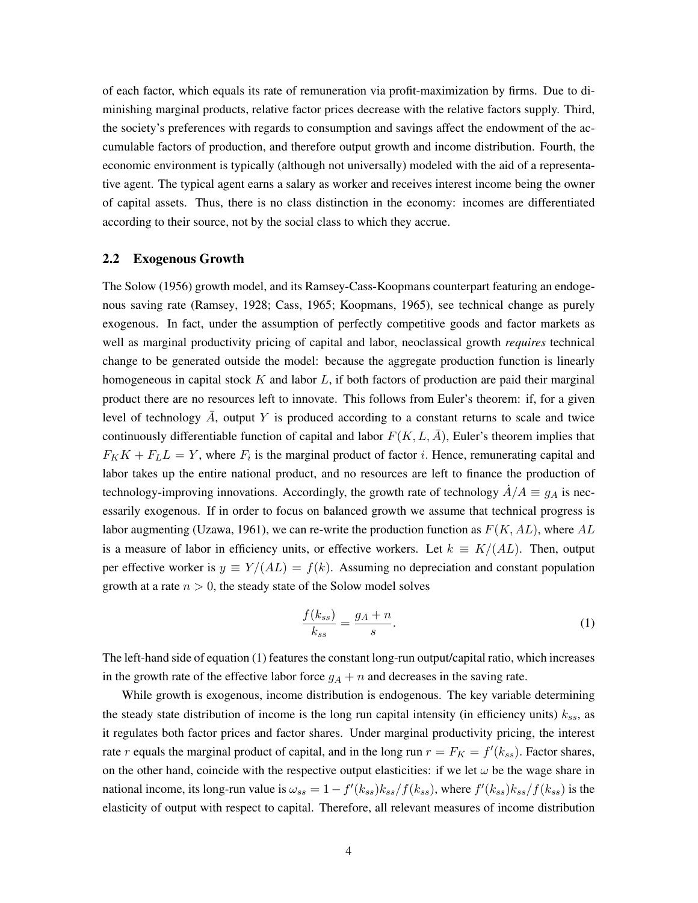of each factor, which equals its rate of remuneration via profit-maximization by firms. Due to diminishing marginal products, relative factor prices decrease with the relative factors supply. Third, the society's preferences with regards to consumption and savings affect the endowment of the accumulable factors of production, and therefore output growth and income distribution. Fourth, the economic environment is typically (although not universally) modeled with the aid of a representative agent. The typical agent earns a salary as worker and receives interest income being the owner of capital assets. Thus, there is no class distinction in the economy: incomes are differentiated according to their source, not by the social class to which they accrue.

## 2.2 Exogenous Growth

The Solow (1956) growth model, and its Ramsey-Cass-Koopmans counterpart featuring an endogenous saving rate (Ramsey, 1928; Cass, 1965; Koopmans, 1965), see technical change as purely exogenous. In fact, under the assumption of perfectly competitive goods and factor markets as well as marginal productivity pricing of capital and labor, neoclassical growth ***requires*** technical change to be generated outside the model: because the aggregate production function is linearly homogeneous in capital stock $K$ and labor $L$, if both factors of production are paid their marginal product there are no resources left to innovate. This follows from Euler's theorem: if, for a given level of technology $\bar{A}$, output $Y$ is produced according to a constant returns to scale and twice continuously differentiable function of capital and labor $F(K, L, \bar{A})$, Euler's theorem implies that $F_K K + F_L L = Y$, where $F_i$ is the marginal product of factor $i$. Hence, remunerating capital and labor takes up the entire national product, and no resources are left to finance the production of technology-improving innovations. Accordingly, the growth rate of technology $\dot{A}/A \equiv g_A$ is necessarily exogenous. If in order to focus on balanced growth we assume that technical progress is labor augmenting (Uzawa, 1961), we can re-write the production function as $F(K, AL)$, where $AL$ is a measure of labor in efficiency units, or effective workers. Let $k \equiv K/(AL)$. Then, output per effective worker is $y \equiv Y/(AL) = f(k)$. Assuming no depreciation and constant population growth at a rate $n > 0$, the steady state of the Solow model solves

$$\frac{f(k_{ss})}{k_{ss}} = \frac{g_A + n}{s}. \tag{1}$$

The left-hand side of equation (1) features the constant long-run output/capital ratio, which increases in the growth rate of the effective labor force $g_A + n$ and decreases in the saving rate.

While growth is exogenous, income distribution is endogenous. The key variable determining the steady state distribution of income is the long run capital intensity (in efficiency units) $k_{ss}$, as it regulates both factor prices and factor shares. Under marginal productivity pricing, the interest rate $r$ equals the marginal product of capital, and in the long run $r = F_K = f'(k_{ss})$. Factor shares, on the other hand, coincide with the respective output elasticities: if we let $\omega$ be the wage share in national income, its long-run value is $\omega_{ss} = 1 - f'(k_{ss})k_{ss}/f(k_{ss})$, where $f'(k_{ss})k_{ss}/f(k_{ss})$ is the elasticity of output with respect to capital. Therefore, all relevant measures of income distribution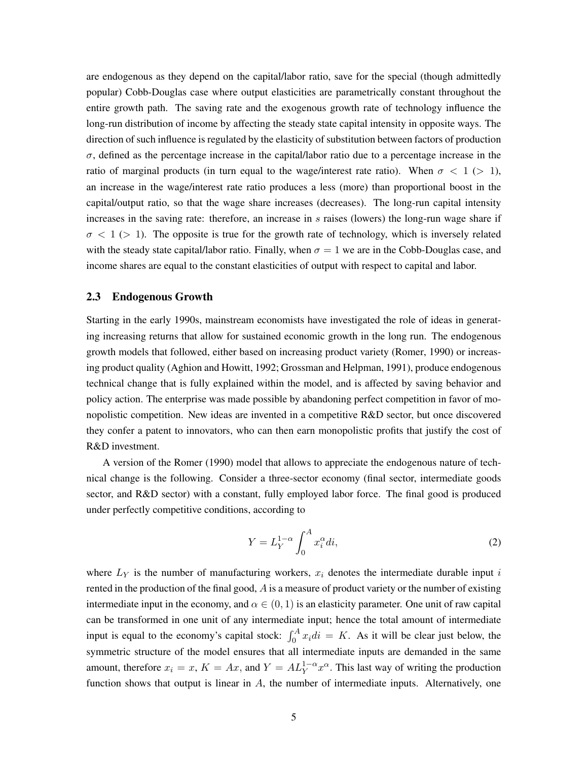are endogenous as they depend on the capital/labor ratio, save for the special (though admittedly popular) Cobb-Douglas case where output elasticities are parametrically constant throughout the entire growth path. The saving rate and the exogenous growth rate of technology influence the long-run distribution of income by affecting the steady state capital intensity in opposite ways. The direction of such influence is regulated by the elasticity of substitution between factors of production $\sigma$, defined as the percentage increase in the capital/labor ratio due to a percentage increase in the ratio of marginal products (in turn equal to the wage/interest rate ratio). When $\sigma < 1$ ($> 1$), an increase in the wage/interest rate ratio produces a less (more) than proportional boost in the capital/output ratio, so that the wage share increases (decreases). The long-run capital intensity increases in the saving rate: therefore, an increase in $s$ raises (lowers) the long-run wage share if $\sigma < 1$ ($> 1$). The opposite is true for the growth rate of technology, which is inversely related with the steady state capital/labor ratio. Finally, when $\sigma = 1$ we are in the Cobb-Douglas case, and income shares are equal to the constant elasticities of output with respect to capital and labor.

### 2.3 Endogenous Growth

Starting in the early 1990s, mainstream economists have investigated the role of ideas in generating increasing returns that allow for sustained economic growth in the long run. The endogenous growth models that followed, either based on increasing product variety (Romer, 1990) or increasing product quality (Aghion and Howitt, 1992; Grossman and Helpman, 1991), produce endogenous technical change that is fully explained within the model, and is affected by saving behavior and policy action. The enterprise was made possible by abandoning perfect competition in favor of monopolistic competition. New ideas are invented in a competitive R&D sector, but once discovered they confer a patent to innovators, who can then earn monopolistic profits that justify the cost of R&D investment.

A version of the Romer (1990) model that allows to appreciate the endogenous nature of technical change is the following. Consider a three-sector economy (final sector, intermediate goods sector, and R&D sector) with a constant, fully employed labor force. The final good is produced under perfectly competitive conditions, according to

$$Y = L_Y^{1-\alpha} \int_0^A x_i^\alpha di, \tag{2}$$

where $L_Y$ is the number of manufacturing workers, $x_i$ denotes the intermediate durable input $i$ rented in the production of the final good, $A$ is a measure of product variety or the number of existing intermediate input in the economy, and $\alpha \in (0, 1)$ is an elasticity parameter. One unit of raw capital can be transformed in one unit of any intermediate input; hence the total amount of intermediate input is equal to the economy's capital stock: $\int_0^A x_i di = K$. As it will be clear just below, the symmetric structure of the model ensures that all intermediate inputs are demanded in the same amount, therefore $x_i = x$, $K = Ax$, and $Y = AL_Y^{1-\alpha}x^\alpha$. This last way of writing the production function shows that output is linear in $A$, the number of intermediate inputs. Alternatively, one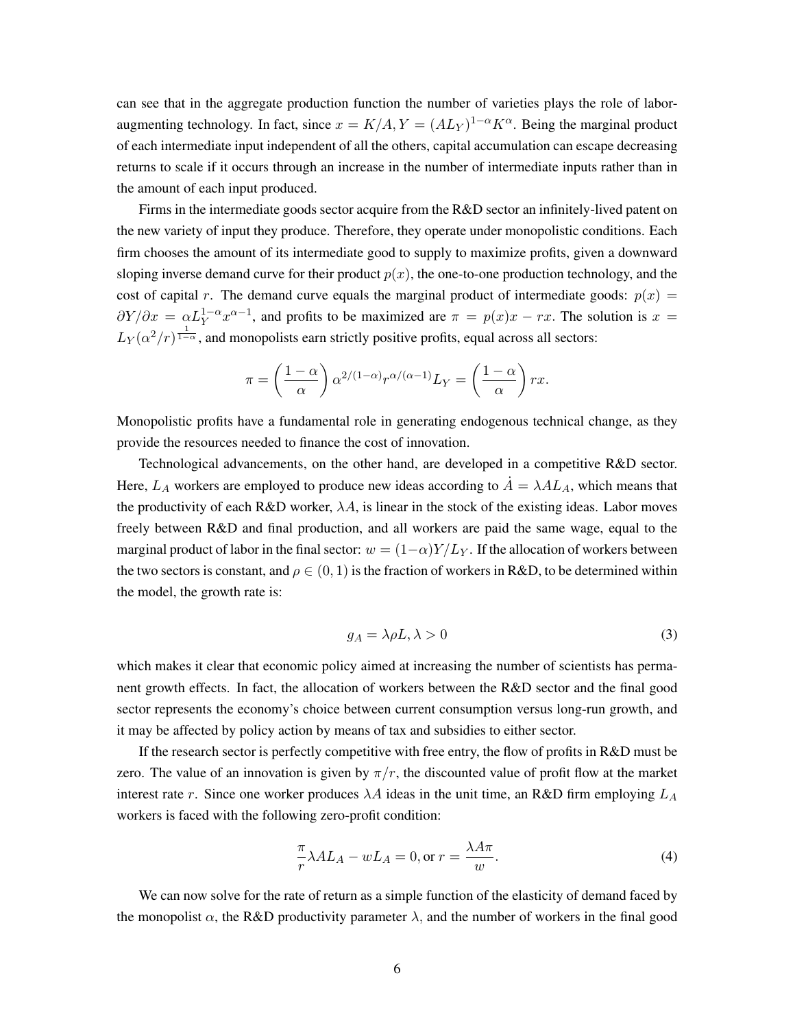can see that in the aggregate production function the number of varieties plays the role of labor-augmenting technology. In fact, since $x = K/A, Y = (AL_Y)^{1-\alpha}K^{\alpha}$. Being the marginal product of each intermediate input independent of all the others, capital accumulation can escape decreasing returns to scale if it occurs through an increase in the number of intermediate inputs rather than in the amount of each input produced.

Firms in the intermediate goods sector acquire from the R&D sector an infinitely-lived patent on the new variety of input they produce. Therefore, they operate under monopolistic conditions. Each firm chooses the amount of its intermediate good to supply to maximize profits, given a downward sloping inverse demand curve for their product $p(x)$, the one-to-one production technology, and the cost of capital $r$. The demand curve equals the marginal product of intermediate goods: $p(x) = \partial Y/\partial x = \alpha L_Y^{1-\alpha}x^{\alpha-1}$, and profits to be maximized are $\pi = p(x)x - rx$. The solution is $x = L_Y(\alpha^2/r)^{\frac{1}{1-\alpha}}$, and monopolists earn strictly positive profits, equal across all sectors:

$$\pi = \left(\frac{1-\alpha}{\alpha}\right)\alpha^{2/(1-\alpha)}r^{\alpha/(\alpha-1)}L_Y = \left(\frac{1-\alpha}{\alpha}\right)rx.$$

Monopolistic profits have a fundamental role in generating endogenous technical change, as they provide the resources needed to finance the cost of innovation.

Technological advancements, on the other hand, are developed in a competitive R&D sector. Here, $L_A$ workers are employed to produce new ideas according to $\dot{A} = \lambda A L_A$, which means that the productivity of each R&D worker, $\lambda A$, is linear in the stock of the existing ideas. Labor moves freely between R&D and final production, and all workers are paid the same wage, equal to the marginal product of labor in the final sector: $w = (1-\alpha)Y/L_Y$. If the allocation of workers between the two sectors is constant, and $\rho \in (0,1)$ is the fraction of workers in R&D, to be determined within the model, the growth rate is:

$$g_A = \lambda \rho L, \lambda > 0 \tag{3}$$

which makes it clear that economic policy aimed at increasing the number of scientists has permanent growth effects. In fact, the allocation of workers between the R&D sector and the final good sector represents the economy's choice between current consumption versus long-run growth, and it may be affected by policy action by means of tax and subsidies to either sector.

If the research sector is perfectly competitive with free entry, the flow of profits in R&D must be zero. The value of an innovation is given by $\pi/r$, the discounted value of profit flow at the market interest rate $r$. Since one worker produces $\lambda A$ ideas in the unit time, an R&D firm employing $L_A$ workers is faced with the following zero-profit condition:

$$\frac{\pi}{r}\lambda A L_A - wL_A = 0, \text{or } r = \frac{\lambda A \pi}{w}. \tag{4}$$

We can now solve for the rate of return as a simple function of the elasticity of demand faced by the monopolist $\alpha$, the R&D productivity parameter $\lambda$, and the number of workers in the final good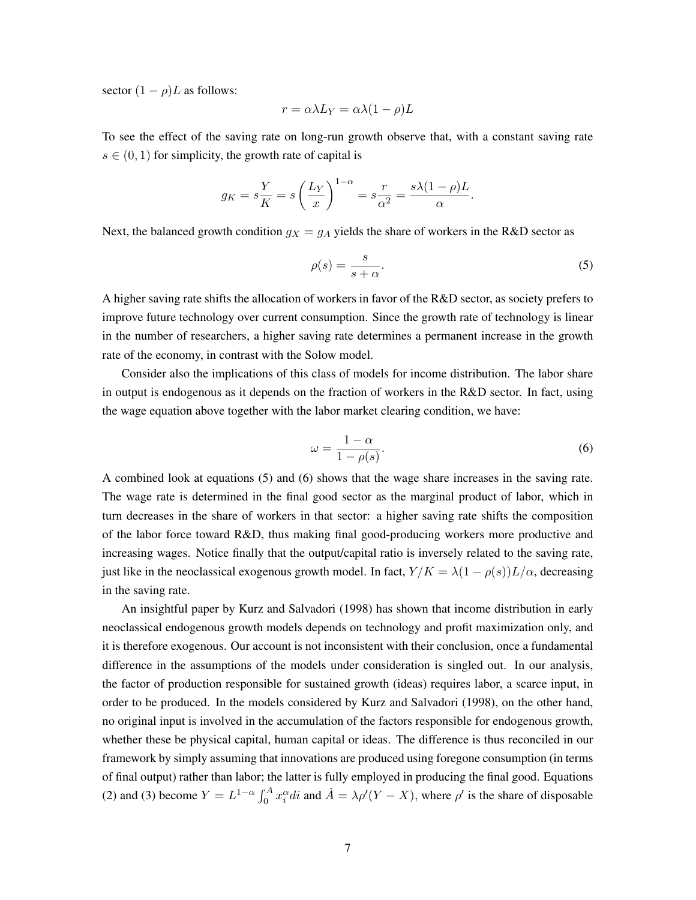sector $(1-\rho)L$ as follows:

$$r = \alpha\lambda L_Y = \alpha\lambda(1-\rho)L$$

To see the effect of the saving rate on long-run growth observe that, with a constant saving rate $s \in (0,1)$ for simplicity, the growth rate of capital is

$$g_K = s\frac{Y}{K} = s\left(\frac{L_Y}{x}\right)^{1-\alpha} = s\frac{r}{\alpha^2} = \frac{s\lambda(1-\rho)L}{\alpha}.$$

Next, the balanced growth condition $g_X = g_A$ yields the share of workers in the R&D sector as

$$\rho(s) = \frac{s}{s+\alpha}. \tag{5}$$

A higher saving rate shifts the allocation of workers in favor of the R&D sector, as society prefers to improve future technology over current consumption. Since the growth rate of technology is linear in the number of researchers, a higher saving rate determines a permanent increase in the growth rate of the economy, in contrast with the Solow model.

Consider also the implications of this class of models for income distribution. The labor share in output is endogenous as it depends on the fraction of workers in the R&D sector. In fact, using the wage equation above together with the labor market clearing condition, we have:

$$\omega = \frac{1-\alpha}{1-\rho(s)}. \tag{6}$$

A combined look at equations (5) and (6) shows that the wage share increases in the saving rate. The wage rate is determined in the final good sector as the marginal product of labor, which in turn decreases in the share of workers in that sector: a higher saving rate shifts the composition of the labor force toward R&D, thus making final good-producing workers more productive and increasing wages. Notice finally that the output/capital ratio is inversely related to the saving rate, just like in the neoclassical exogenous growth model. In fact, $Y/K = \lambda(1-\rho(s))L/\alpha$, decreasing in the saving rate.

An insightful paper by Kurz and Salvadori (1998) has shown that income distribution in early neoclassical endogenous growth models depends on technology and profit maximization only, and it is therefore exogenous. Our account is not inconsistent with their conclusion, once a fundamental difference in the assumptions of the models under consideration is singled out. In our analysis, the factor of production responsible for sustained growth (ideas) requires labor, a scarce input, in order to be produced. In the models considered by Kurz and Salvadori (1998), on the other hand, no original input is involved in the accumulation of the factors responsible for endogenous growth, whether these be physical capital, human capital or ideas. The difference is thus reconciled in our framework by simply assuming that innovations are produced using foregone consumption (in terms of final output) rather than labor; the latter is fully employed in producing the final good. Equations (2) and (3) become $Y = L^{1-\alpha}\int_0^A x_i^\alpha di$ and $\dot{A} = \lambda\rho'(Y-X)$, where $\rho'$ is the share of disposable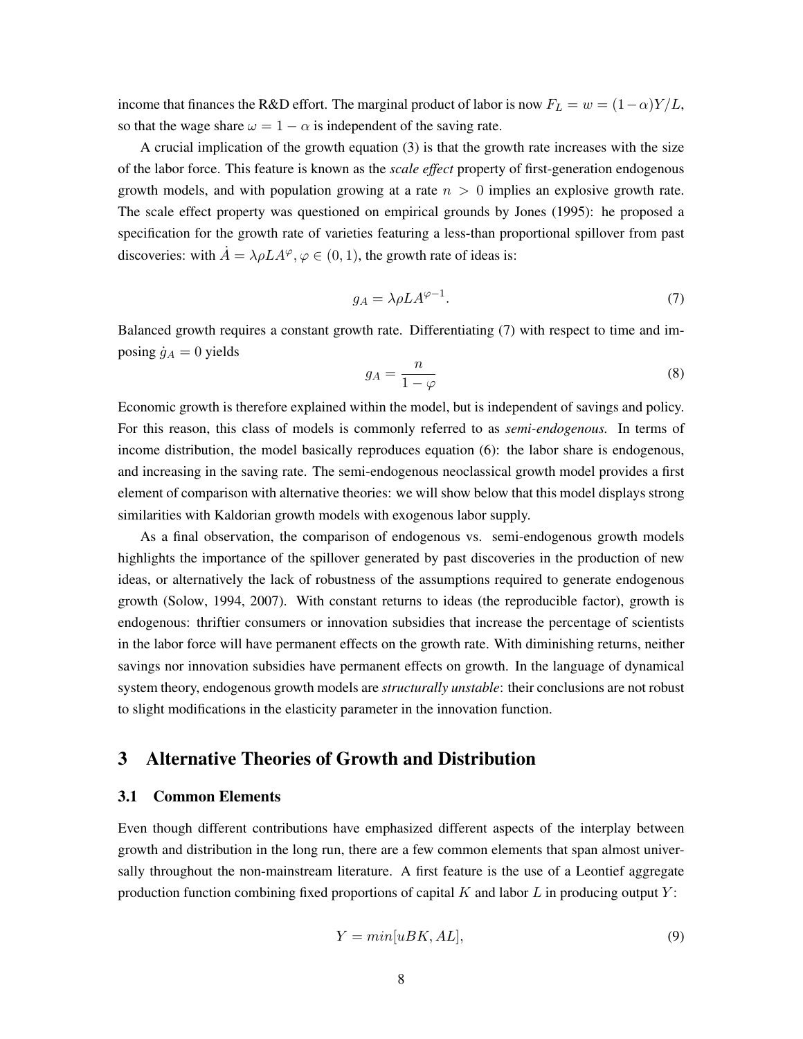income that finances the R&D effort. The marginal product of labor is now $F_L = w = (1-\alpha)Y/L$, so that the wage share $\omega = 1-\alpha$ is independent of the saving rate.

A crucial implication of the growth equation (3) is that the growth rate increases with the size of the labor force. This feature is known as the *scale effect* property of first-generation endogenous growth models, and with population growing at a rate $n > 0$ implies an explosive growth rate. The scale effect property was questioned on empirical grounds by Jones (1995): he proposed a specification for the growth rate of varieties featuring a less-than proportional spillover from past discoveries: with $\dot{A} = \lambda \rho L A^{\varphi}, \varphi \in (0,1)$, the growth rate of ideas is:

$$g_A = \lambda \rho L A^{\varphi - 1}. \tag{7}$$

Balanced growth requires a constant growth rate. Differentiating (7) with respect to time and imposing $\dot{g}_A = 0$ yields

$$g_A = \frac{n}{1-\varphi} \tag{8}$$

Economic growth is therefore explained within the model, but is independent of savings and policy. For this reason, this class of models is commonly referred to as *semi-endogenous.* In terms of income distribution, the model basically reproduces equation (6): the labor share is endogenous, and increasing in the saving rate. The semi-endogenous neoclassical growth model provides a first element of comparison with alternative theories: we will show below that this model displays strong similarities with Kaldorian growth models with exogenous labor supply.

As a final observation, the comparison of endogenous vs. semi-endogenous growth models highlights the importance of the spillover generated by past discoveries in the production of new ideas, or alternatively the lack of robustness of the assumptions required to generate endogenous growth (Solow, 1994, 2007). With constant returns to ideas (the reproducible factor), growth is endogenous: thriftier consumers or innovation subsidies that increase the percentage of scientists in the labor force will have permanent effects on the growth rate. With diminishing returns, neither savings nor innovation subsidies have permanent effects on growth. In the language of dynamical system theory, endogenous growth models are *structurally unstable*: their conclusions are not robust to slight modifications in the elasticity parameter in the innovation function.

## 3 Alternative Theories of Growth and Distribution

### 3.1 Common Elements

Even though different contributions have emphasized different aspects of the interplay between growth and distribution in the long run, there are a few common elements that span almost universally throughout the non-mainstream literature. A first feature is the use of a Leontief aggregate production function combining fixed proportions of capital $K$ and labor $L$ in producing output $Y$:

$$Y = min[uBK, AL], \tag{9}$$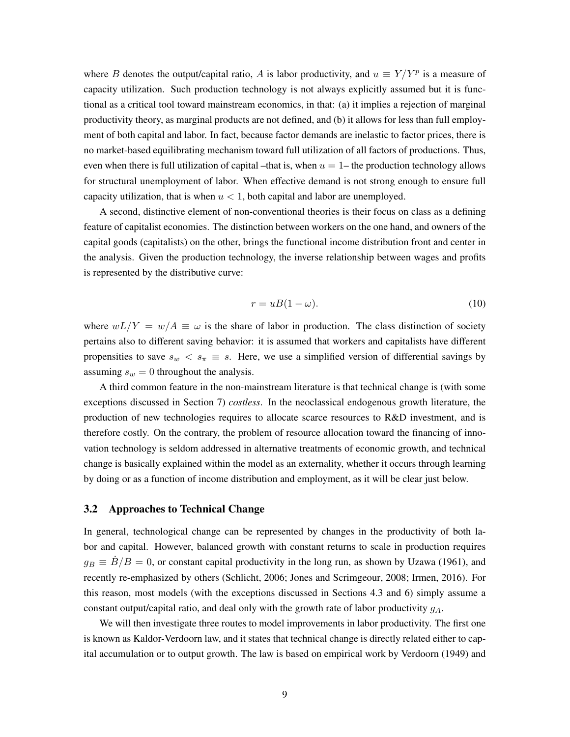where $B$ denotes the output/capital ratio, $A$ is labor productivity, and $u \equiv Y/Y^p$ is a measure of capacity utilization. Such production technology is not always explicitly assumed but it is functional as a critical tool toward mainstream economics, in that: (a) it implies a rejection of marginal productivity theory, as marginal products are not defined, and (b) it allows for less than full employment of both capital and labor. In fact, because factor demands are inelastic to factor prices, there is no market-based equilibrating mechanism toward full utilization of all factors of productions. Thus, even when there is full utilization of capital –that is, when $u = 1$– the production technology allows for structural unemployment of labor. When effective demand is not strong enough to ensure full capacity utilization, that is when $u < 1$, both capital and labor are unemployed.

A second, distinctive element of non-conventional theories is their focus on class as a defining feature of capitalist economies. The distinction between workers on the one hand, and owners of the capital goods (capitalists) on the other, brings the functional income distribution front and center in the analysis. Given the production technology, the inverse relationship between wages and profits is represented by the distributive curve:

$$r = uB(1 - \omega). \tag{10}$$

where $wL/Y = w/A \equiv \omega$ is the share of labor in production. The class distinction of society pertains also to different saving behavior: it is assumed that workers and capitalists have different propensities to save $s_w < s_\pi \equiv s$. Here, we use a simplified version of differential savings by assuming $s_w = 0$ throughout the analysis.

A third common feature in the non-mainstream literature is that technical change is (with some exceptions discussed in Section 7) *costless*. In the neoclassical endogenous growth literature, the production of new technologies requires to allocate scarce resources to R&D investment, and is therefore costly. On the contrary, the problem of resource allocation toward the financing of innovation technology is seldom addressed in alternative treatments of economic growth, and technical change is basically explained within the model as an externality, whether it occurs through learning by doing or as a function of income distribution and employment, as it will be clear just below.

### 3.2 Approaches to Technical Change

In general, technological change can be represented by changes in the productivity of both labor and capital. However, balanced growth with constant returns to scale in production requires $g_B \equiv \dot{B}/B = 0$, or constant capital productivity in the long run, as shown by Uzawa (1961), and recently re-emphasized by others (Schlicht, 2006; Jones and Scrimgeour, 2008; Irmen, 2016). For this reason, most models (with the exceptions discussed in Sections 4.3 and 6) simply assume a constant output/capital ratio, and deal only with the growth rate of labor productivity $g_A$.

We will then investigate three routes to model improvements in labor productivity. The first one is known as Kaldor-Verdoorn law, and it states that technical change is directly related either to capital accumulation or to output growth. The law is based on empirical work by Verdoorn (1949) and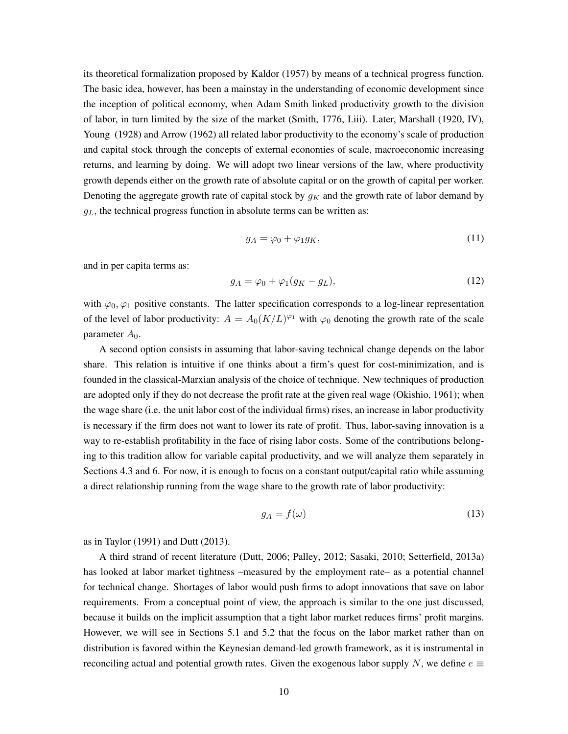its theoretical formalization proposed by Kaldor (1957) by means of a technical progress function. The basic idea, however, has been a mainstay in the understanding of economic development since the inception of political economy, when Adam Smith linked productivity growth to the division of labor, in turn limited by the size of the market (Smith, 1776, I.iii). Later, Marshall (1920, IV), Young (1928) and Arrow (1962) all related labor productivity to the economy's scale of production and capital stock through the concepts of external economies of scale, macroeconomic increasing returns, and learning by doing. We will adopt two linear versions of the law, where productivity growth depends either on the growth rate of absolute capital or on the growth of capital per worker. Denoting the aggregate growth rate of capital stock by $g_K$ and the growth rate of labor demand by $g_L$, the technical progress function in absolute terms can be written as:

$$g_A = \varphi_0 + \varphi_1 g_K, \tag{11}$$

and in per capita terms as:

$$g_A = \varphi_0 + \varphi_1 (g_K - g_L), \tag{12}$$

with $\varphi_0, \varphi_1$ positive constants. The latter specification corresponds to a log-linear representation of the level of labor productivity: $A = A_0 (K/L)^{\varphi_1}$ with $\varphi_0$ denoting the growth rate of the scale parameter $A_0$.

A second option consists in assuming that labor-saving technical change depends on the labor share. This relation is intuitive if one thinks about a firm's quest for cost-minimization, and is founded in the classical-Marxian analysis of the choice of technique. New techniques of production are adopted only if they do not decrease the profit rate at the given real wage (Okishio, 1961); when the wage share (i.e. the unit labor cost of the individual firms) rises, an increase in labor productivity is necessary if the firm does not want to lower its rate of profit. Thus, labor-saving innovation is a way to re-establish profitability in the face of rising labor costs. Some of the contributions belonging to this tradition allow for variable capital productivity, and we will analyze them separately in Sections 4.3 and 6. For now, it is enough to focus on a constant output/capital ratio while assuming a direct relationship running from the wage share to the growth rate of labor productivity:

$$g_A = f(\omega) \tag{13}$$

as in Taylor (1991) and Dutt (2013).

A third strand of recent literature (Dutt, 2006; Palley, 2012; Sasaki, 2010; Setterfield, 2013a) has looked at labor market tightness –measured by the employment rate– as a potential channel for technical change. Shortages of labor would push firms to adopt innovations that save on labor requirements. From a conceptual point of view, the approach is similar to the one just discussed, because it builds on the implicit assumption that a tight labor market reduces firms' profit margins. However, we will see in Sections 5.1 and 5.2 that the focus on the labor market rather than on distribution is favored within the Keynesian demand-led growth framework, as it is instrumental in reconciling actual and potential growth rates. Given the exogenous labor supply $N$, we define $e \equiv$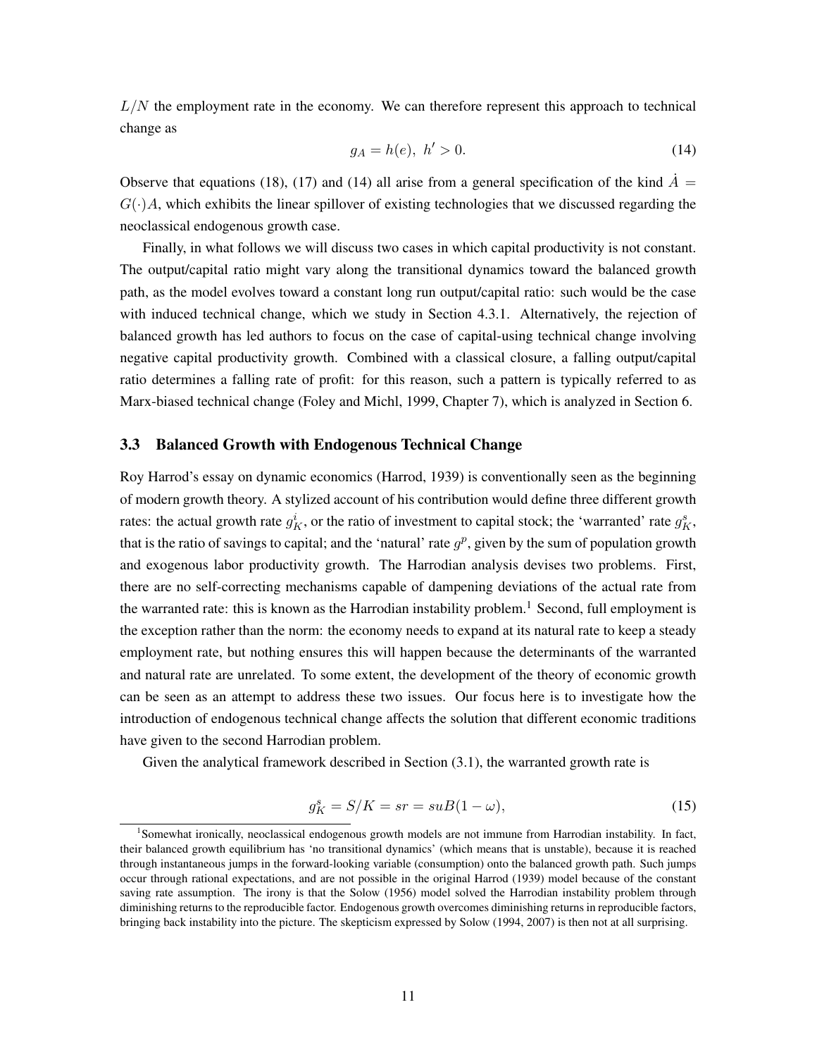$L/N$ the employment rate in the economy. We can therefore represent this approach to technical change as

$$g_A = h(e), \; h' > 0. \tag{14}$$

Observe that equations (18), (17) and (14) all arise from a general specification of the kind $\dot{A} = G(\cdot)A$, which exhibits the linear spillover of existing technologies that we discussed regarding the neoclassical endogenous growth case.

Finally, in what follows we will discuss two cases in which capital productivity is not constant. The output/capital ratio might vary along the transitional dynamics toward the balanced growth path, as the model evolves toward a constant long run output/capital ratio: such would be the case with induced technical change, which we study in Section 4.3.1. Alternatively, the rejection of balanced growth has led authors to focus on the case of capital-using technical change involving negative capital productivity growth. Combined with a classical closure, a falling output/capital ratio determines a falling rate of profit: for this reason, such a pattern is typically referred to as Marx-biased technical change (Foley and Michl, 1999, Chapter 7), which is analyzed in Section 6.

### 3.3 Balanced Growth with Endogenous Technical Change

Roy Harrod's essay on dynamic economics (Harrod, 1939) is conventionally seen as the beginning of modern growth theory. A stylized account of his contribution would define three different growth rates: the actual growth rate $g_K^i$, or the ratio of investment to capital stock; the 'warranted' rate $g_K^s$, that is the ratio of savings to capital; and the 'natural' rate $g^p$, given by the sum of population growth and exogenous labor productivity growth. The Harrodian analysis devises two problems. First, there are no self-correcting mechanisms capable of dampening deviations of the actual rate from the warranted rate: this is known as the Harrodian instability problem.[1] Second, full employment is the exception rather than the norm: the economy needs to expand at its natural rate to keep a steady employment rate, but nothing ensures this will happen because the determinants of the warranted and natural rate are unrelated. To some extent, the development of the theory of economic growth can be seen as an attempt to address these two issues. Our focus here is to investigate how the introduction of endogenous technical change affects the solution that different economic traditions have given to the second Harrodian problem.

Given the analytical framework described in Section (3.1), the warranted growth rate is

$$g_K^s = S/K = sr = suB(1-\omega), \tag{15}$$

[1] Somewhat ironically, neoclassical endogenous growth models are not immune from Harrodian instability. In fact, their balanced growth equilibrium has 'no transitional dynamics' (which means that is unstable), because it is reached through instantaneous jumps in the forward-looking variable (consumption) onto the balanced growth path. Such jumps occur through rational expectations, and are not possible in the original Harrod (1939) model because of the constant saving rate assumption. The irony is that the Solow (1956) model solved the Harrodian instability problem through diminishing returns to the reproducible factor. Endogenous growth overcomes diminishing returns in reproducible factors, bringing back instability into the picture. The skepticism expressed by Solow (1994, 2007) is then not at all surprising.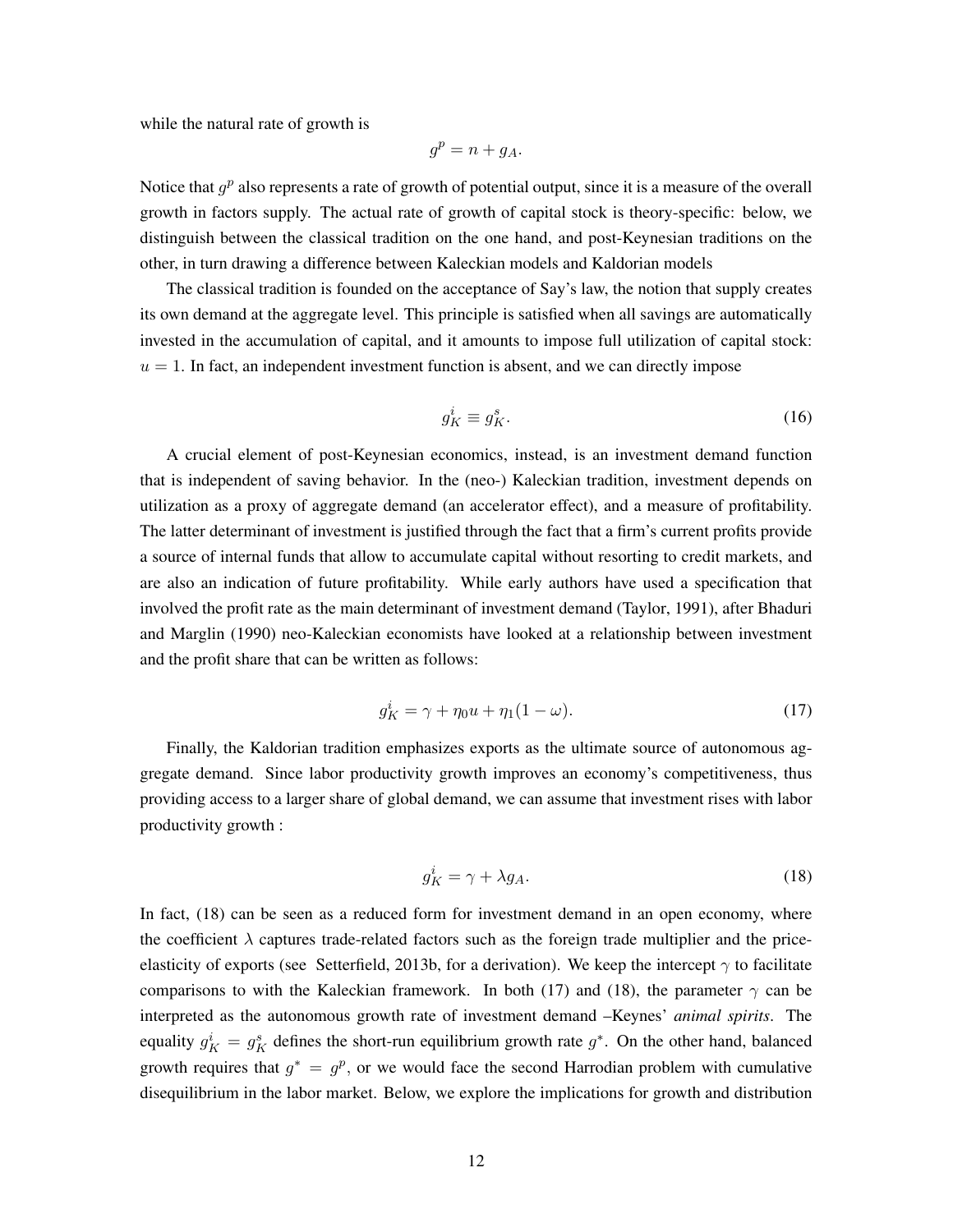while the natural rate of growth is

$$g^p = n + g_A.$$

Notice that $g^p$ also represents a rate of growth of potential output, since it is a measure of the overall growth in factors supply. The actual rate of growth of capital stock is theory-specific: below, we distinguish between the classical tradition on the one hand, and post-Keynesian traditions on the other, in turn drawing a difference between Kaleckian models and Kaldorian models

The classical tradition is founded on the acceptance of Say's law, the notion that supply creates its own demand at the aggregate level. This principle is satisfied when all savings are automatically invested in the accumulation of capital, and it amounts to impose full utilization of capital stock: $u = 1$. In fact, an independent investment function is absent, and we can directly impose

$$g_K^i \equiv g_K^s. \tag{16}$$

A crucial element of post-Keynesian economics, instead, is an investment demand function that is independent of saving behavior. In the (neo-) Kaleckian tradition, investment depends on utilization as a proxy of aggregate demand (an accelerator effect), and a measure of profitability. The latter determinant of investment is justified through the fact that a firm's current profits provide a source of internal funds that allow to accumulate capital without resorting to credit markets, and are also an indication of future profitability. While early authors have used a specification that involved the profit rate as the main determinant of investment demand (Taylor, 1991), after Bhaduri and Marglin (1990) neo-Kaleckian economists have looked at a relationship between investment and the profit share that can be written as follows:

$$g_K^i = \gamma + \eta_0 u + \eta_1 (1 - \omega). \tag{17}$$

Finally, the Kaldorian tradition emphasizes exports as the ultimate source of autonomous aggregate demand. Since labor productivity growth improves an economy's competitiveness, thus providing access to a larger share of global demand, we can assume that investment rises with labor productivity growth :

$$g_K^i = \gamma + \lambda g_A. \tag{18}$$

In fact, (18) can be seen as a reduced form for investment demand in an open economy, where the coefficient $\lambda$ captures trade-related factors such as the foreign trade multiplier and the price-elasticity of exports (see Setterfield, 2013b, for a derivation). We keep the intercept $\gamma$ to facilitate comparisons to with the Kaleckian framework. In both (17) and (18), the parameter $\gamma$ can be interpreted as the autonomous growth rate of investment demand –Keynes' *animal spirits*. The equality $g_K^i = g_K^s$ defines the short-run equilibrium growth rate $g^*$. On the other hand, balanced growth requires that $g^* = g^p$, or we would face the second Harrodian problem with cumulative disequilibrium in the labor market. Below, we explore the implications for growth and distribution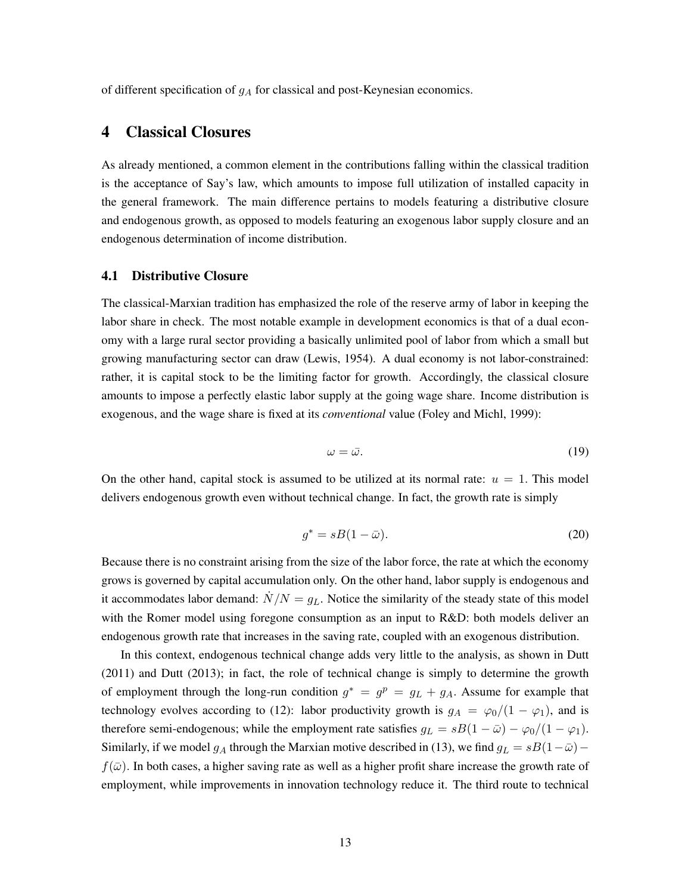of different specification of $g_A$ for classical and post-Keynesian economics.

## 4 Classical Closures

As already mentioned, a common element in the contributions falling within the classical tradition is the acceptance of Say's law, which amounts to impose full utilization of installed capacity in the general framework. The main difference pertains to models featuring a distributive closure and endogenous growth, as opposed to models featuring an exogenous labor supply closure and an endogenous determination of income distribution.

### 4.1 Distributive Closure

The classical-Marxian tradition has emphasized the role of the reserve army of labor in keeping the labor share in check. The most notable example in development economics is that of a dual economy with a large rural sector providing a basically unlimited pool of labor from which a small but growing manufacturing sector can draw (Lewis, 1954). A dual economy is not labor-constrained: rather, it is capital stock to be the limiting factor for growth. Accordingly, the classical closure amounts to impose a perfectly elastic labor supply at the going wage share. Income distribution is exogenous, and the wage share is fixed at its *conventional* value (Foley and Michl, 1999):

$$\omega = \bar{\omega}. \tag{19}$$

On the other hand, capital stock is assumed to be utilized at its normal rate: $u = 1$. This model delivers endogenous growth even without technical change. In fact, the growth rate is simply

$$g^* = sB(1 - \bar{\omega}). \tag{20}$$

Because there is no constraint arising from the size of the labor force, the rate at which the economy grows is governed by capital accumulation only. On the other hand, labor supply is endogenous and it accommodates labor demand: $\dot{N}/N = g_L$. Notice the similarity of the steady state of this model with the Romer model using foregone consumption as an input to R&D: both models deliver an endogenous growth rate that increases in the saving rate, coupled with an exogenous distribution.

In this context, endogenous technical change adds very little to the analysis, as shown in Dutt (2011) and Dutt (2013); in fact, the role of technical change is simply to determine the growth of employment through the long-run condition $g^* = g^p = g_L + g_A$. Assume for example that technology evolves according to (12): labor productivity growth is $g_A = \varphi_0/(1 - \varphi_1)$, and is therefore semi-endogenous; while the employment rate satisfies $g_L = sB(1 - \bar{\omega}) - \varphi_0/(1 - \varphi_1)$. Similarly, if we model $g_A$ through the Marxian motive described in (13), we find $g_L = sB(1 - \bar{\omega}) - f(\bar{\omega})$. In both cases, a higher saving rate as well as a higher profit share increase the growth rate of employment, while improvements in innovation technology reduce it. The third route to technical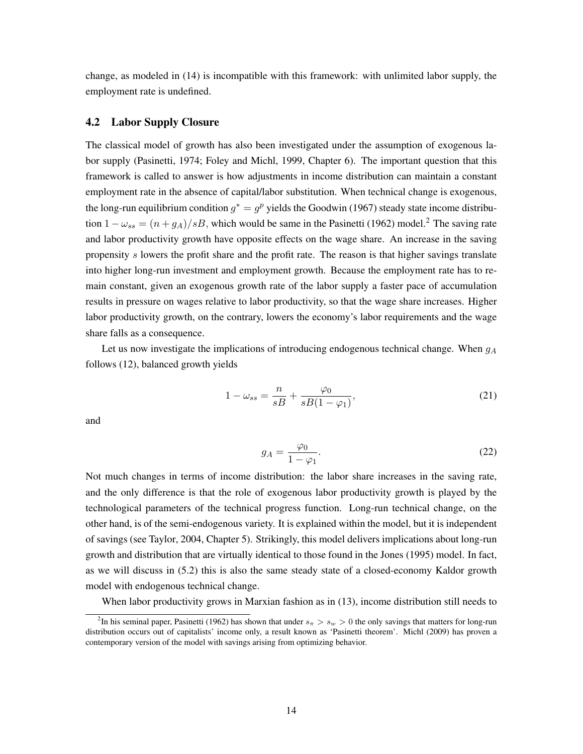change, as modeled in (14) is incompatible with this framework: with unlimited labor supply, the employment rate is undefined.

### 4.2 Labor Supply Closure

The classical model of growth has also been investigated under the assumption of exogenous labor supply (Pasinetti, 1974; Foley and Michl, 1999, Chapter 6). The important question that this framework is called to answer is how adjustments in income distribution can maintain a constant employment rate in the absence of capital/labor substitution. When technical change is exogenous, the long-run equilibrium condition $g^* = g^p$ yields the Goodwin (1967) steady state income distribution $1 - \omega_{ss} = (n + g_A)/sB$, which would be same in the Pasinetti (1962) model.[2] The saving rate and labor productivity growth have opposite effects on the wage share. An increase in the saving propensity $s$ lowers the profit share and the profit rate. The reason is that higher savings translate into higher long-run investment and employment growth. Because the employment rate has to remain constant, given an exogenous growth rate of the labor supply a faster pace of accumulation results in pressure on wages relative to labor productivity, so that the wage share increases. Higher labor productivity growth, on the contrary, lowers the economy's labor requirements and the wage share falls as a consequence.

Let us now investigate the implications of introducing endogenous technical change. When $g_A$ follows (12), balanced growth yields

$$1 - \omega_{ss} = \frac{n}{sB} + \frac{\varphi_0}{sB(1 - \varphi_1)}, \tag{21}$$

and

$$g_A = \frac{\varphi_0}{1 - \varphi_1}. \tag{22}$$

Not much changes in terms of income distribution: the labor share increases in the saving rate, and the only difference is that the role of exogenous labor productivity growth is played by the technological parameters of the technical progress function. Long-run technical change, on the other hand, is of the semi-endogenous variety. It is explained within the model, but it is independent of savings (see Taylor, 2004, Chapter 5). Strikingly, this model delivers implications about long-run growth and distribution that are virtually identical to those found in the Jones (1995) model. In fact, as we will discuss in (5.2) this is also the same steady state of a closed-economy Kaldor growth model with endogenous technical change.

When labor productivity grows in Marxian fashion as in (13), income distribution still needs to

[2] In his seminal paper, Pasinetti (1962) has shown that under $s_\pi > s_w > 0$ the only savings that matters for long-run distribution occurs out of capitalists' income only, a result known as 'Pasinetti theorem'. Michl (2009) has proven a contemporary version of the model with savings arising from optimizing behavior.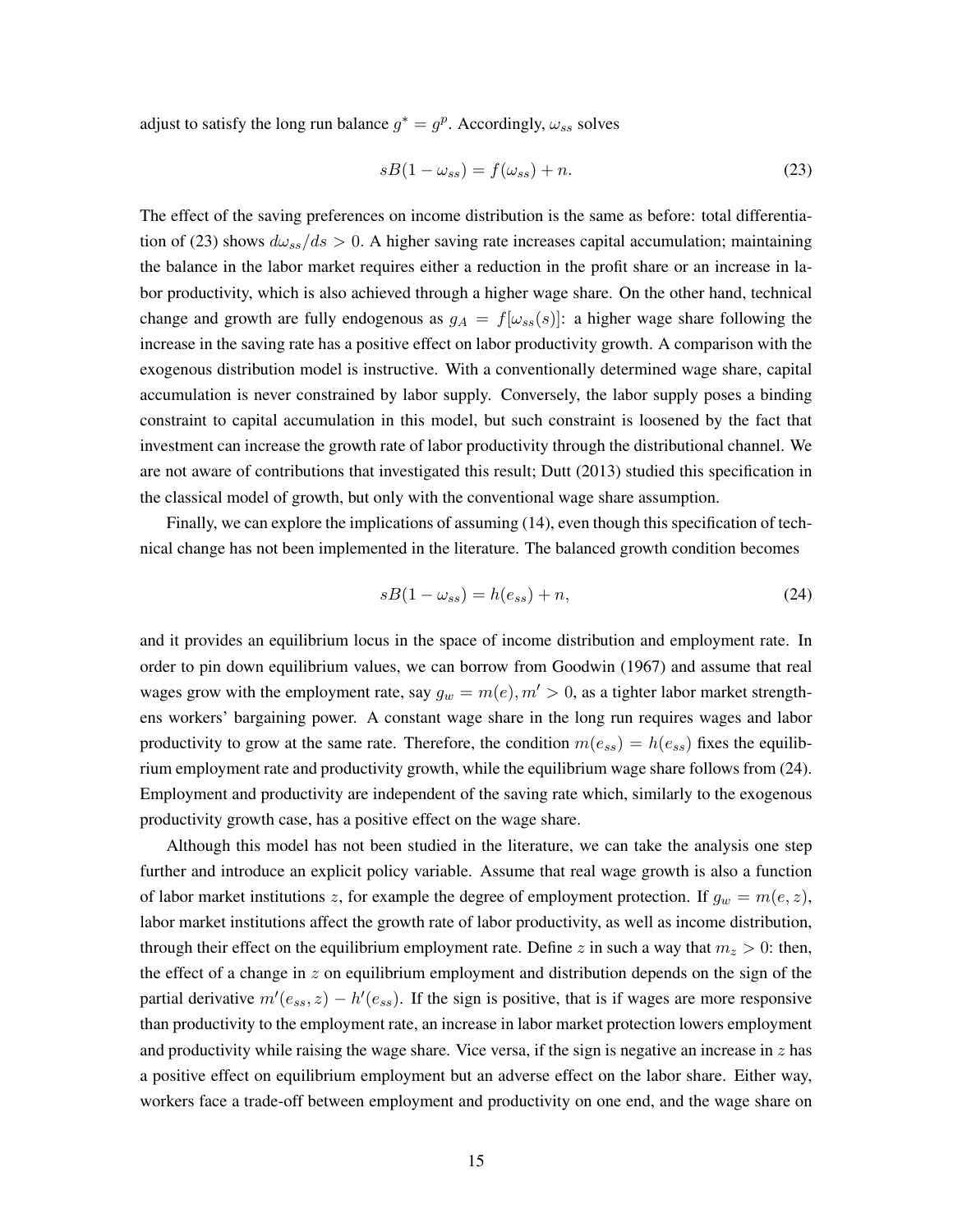adjust to satisfy the long run balance $g^* = g^p$. Accordingly, $\omega_{ss}$ solves

$$sB(1 - \omega_{ss}) = f(\omega_{ss}) + n. \tag{23}$$

The effect of the saving preferences on income distribution is the same as before: total differentiation of (23) shows $d\omega_{ss}/ds > 0$. A higher saving rate increases capital accumulation; maintaining the balance in the labor market requires either a reduction in the profit share or an increase in labor productivity, which is also achieved through a higher wage share. On the other hand, technical change and growth are fully endogenous as $g_A = f[\omega_{ss}(s)]$: a higher wage share following the increase in the saving rate has a positive effect on labor productivity growth. A comparison with the exogenous distribution model is instructive. With a conventionally determined wage share, capital accumulation is never constrained by labor supply. Conversely, the labor supply poses a binding constraint to capital accumulation in this model, but such constraint is loosened by the fact that investment can increase the growth rate of labor productivity through the distributional channel. We are not aware of contributions that investigated this result; Dutt (2013) studied this specification in the classical model of growth, but only with the conventional wage share assumption.

Finally, we can explore the implications of assuming (14), even though this specification of technical change has not been implemented in the literature. The balanced growth condition becomes

$$sB(1 - \omega_{ss}) = h(e_{ss}) + n, \tag{24}$$

and it provides an equilibrium locus in the space of income distribution and employment rate. In order to pin down equilibrium values, we can borrow from Goodwin (1967) and assume that real wages grow with the employment rate, say $g_w = m(e), m' > 0$, as a tighter labor market strengthens workers' bargaining power. A constant wage share in the long run requires wages and labor productivity to grow at the same rate. Therefore, the condition $m(e_{ss}) = h(e_{ss})$ fixes the equilibrium employment rate and productivity growth, while the equilibrium wage share follows from (24). Employment and productivity are independent of the saving rate which, similarly to the exogenous productivity growth case, has a positive effect on the wage share.

Although this model has not been studied in the literature, we can take the analysis one step further and introduce an explicit policy variable. Assume that real wage growth is also a function of labor market institutions $z$, for example the degree of employment protection. If $g_w = m(e, z)$, labor market institutions affect the growth rate of labor productivity, as well as income distribution, through their effect on the equilibrium employment rate. Define $z$ in such a way that $m_z > 0$: then, the effect of a change in $z$ on equilibrium employment and distribution depends on the sign of the partial derivative $m'(e_{ss}, z) - h'(e_{ss})$. If the sign is positive, that is if wages are more responsive than productivity to the employment rate, an increase in labor market protection lowers employment and productivity while raising the wage share. Vice versa, if the sign is negative an increase in $z$ has a positive effect on equilibrium employment but an adverse effect on the labor share. Either way, workers face a trade-off between employment and productivity on one end, and the wage share on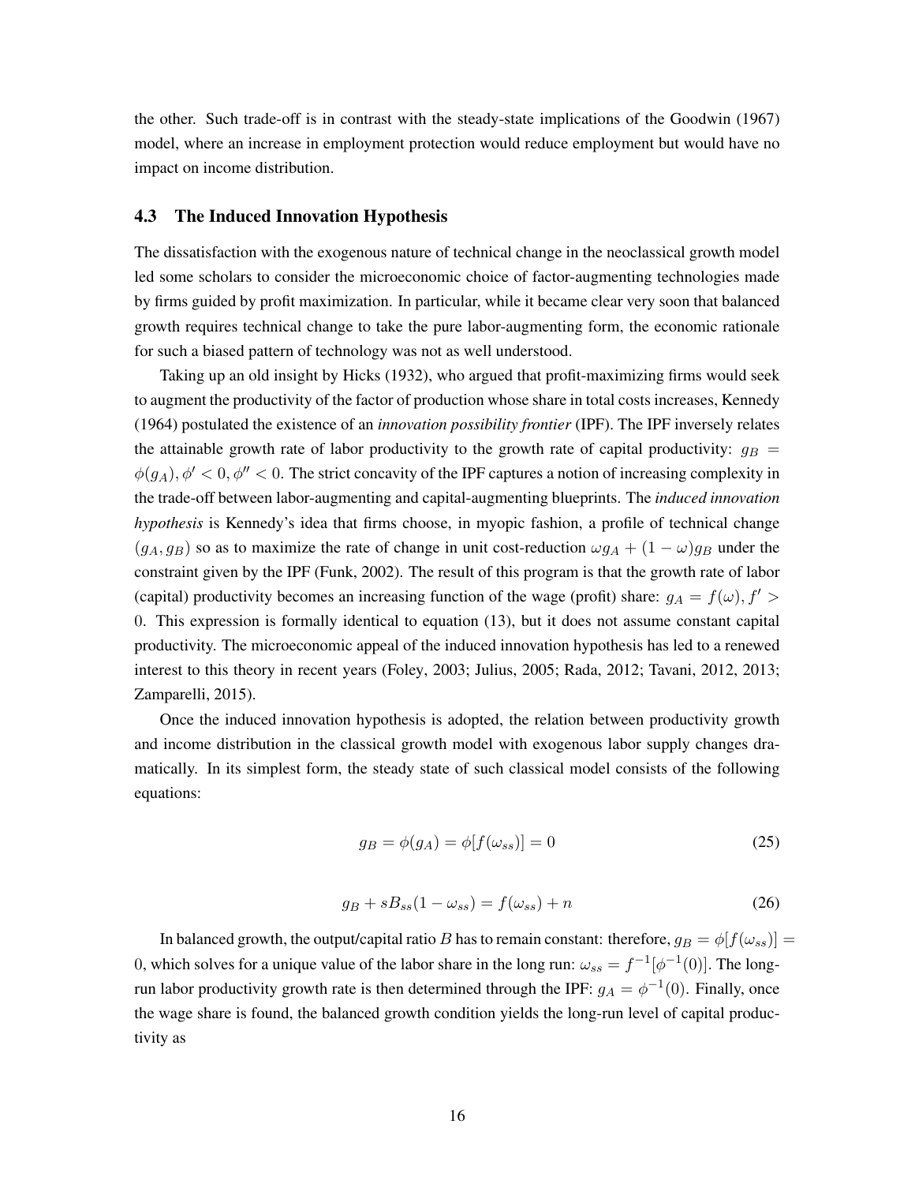the other. Such trade-off is in contrast with the steady-state implications of the Goodwin (1967) model, where an increase in employment protection would reduce employment but would have no impact on income distribution.

### 4.3 The Induced Innovation Hypothesis

The dissatisfaction with the exogenous nature of technical change in the neoclassical growth model led some scholars to consider the microeconomic choice of factor-augmenting technologies made by firms guided by profit maximization. In particular, while it became clear very soon that balanced growth requires technical change to take the pure labor-augmenting form, the economic rationale for such a biased pattern of technology was not as well understood.

Taking up an old insight by Hicks (1932), who argued that profit-maximizing firms would seek to augment the productivity of the factor of production whose share in total costs increases, Kennedy (1964) postulated the existence of an *innovation possibility frontier* (IPF). The IPF inversely relates the attainable growth rate of labor productivity to the growth rate of capital productivity: $g_B = \phi(g_A), \phi' < 0, \phi'' < 0$. The strict concavity of the IPF captures a notion of increasing complexity in the trade-off between labor-augmenting and capital-augmenting blueprints. The *induced innovation hypothesis* is Kennedy's idea that firms choose, in myopic fashion, a profile of technical change $(g_A, g_B)$ so as to maximize the rate of change in unit cost-reduction $\omega g_A + (1-\omega)g_B$ under the constraint given by the IPF (Funk, 2002). The result of this program is that the growth rate of labor (capital) productivity becomes an increasing function of the wage (profit) share: $g_A = f(\omega), f' > 0$. This expression is formally identical to equation (13), but it does not assume constant capital productivity. The microeconomic appeal of the induced innovation hypothesis has led to a renewed interest to this theory in recent years (Foley, 2003; Julius, 2005; Rada, 2012; Tavani, 2012, 2013; Zamparelli, 2015).

Once the induced innovation hypothesis is adopted, the relation between productivity growth and income distribution in the classical growth model with exogenous labor supply changes dramatically. In its simplest form, the steady state of such classical model consists of the following equations:

$$g_B = \phi(g_A) = \phi[f(\omega_{ss})] = 0 \tag{25}$$

$$g_B + sB_{ss}(1-\omega_{ss}) = f(\omega_{ss}) + n \tag{26}$$

In balanced growth, the output/capital ratio $B$ has to remain constant: therefore, $g_B = \phi[f(\omega_{ss})] = 0$, which solves for a unique value of the labor share in the long run: $\omega_{ss} = f^{-1}[\phi^{-1}(0)]$. The long-run labor productivity growth rate is then determined through the IPF: $g_A = \phi^{-1}(0)$. Finally, once the wage share is found, the balanced growth condition yields the long-run level of capital productivity as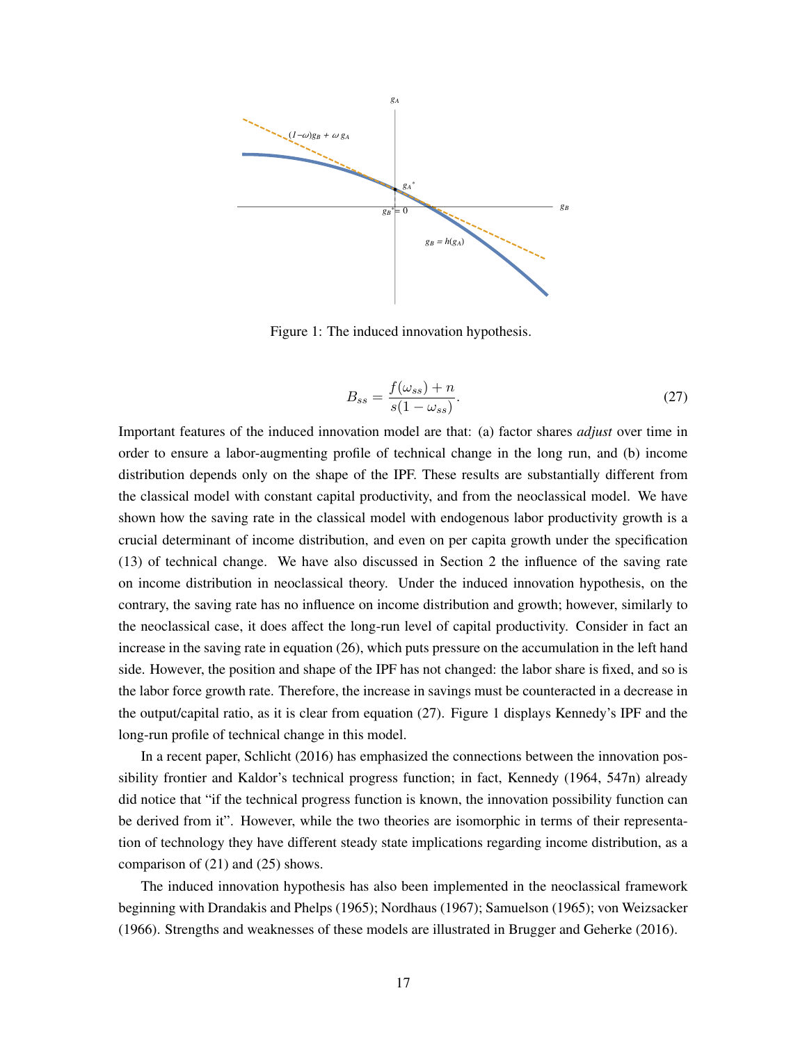Figure 1: The induced innovation hypothesis.

$$B_{ss} = \frac{f(\omega_{ss}) + n}{s(1 - \omega_{ss})}. \tag{27}$$

Important features of the induced innovation model are that: (a) factor shares *adjust* over time in order to ensure a labor-augmenting profile of technical change in the long run, and (b) income distribution depends only on the shape of the IPF. These results are substantially different from the classical model with constant capital productivity, and from the neoclassical model. We have shown how the saving rate in the classical model with endogenous labor productivity growth is a crucial determinant of income distribution, and even on per capita growth under the specification (13) of technical change. We have also discussed in Section 2 the influence of the saving rate on income distribution in neoclassical theory. Under the induced innovation hypothesis, on the contrary, the saving rate has no influence on income distribution and growth; however, similarly to the neoclassical case, it does affect the long-run level of capital productivity. Consider in fact an increase in the saving rate in equation (26), which puts pressure on the accumulation in the left hand side. However, the position and shape of the IPF has not changed: the labor share is fixed, and so is the labor force growth rate. Therefore, the increase in savings must be counteracted in a decrease in the output/capital ratio, as it is clear from equation (27). Figure 1 displays Kennedy's IPF and the long-run profile of technical change in this model.

In a recent paper, Schlicht (2016) has emphasized the connections between the innovation possibility frontier and Kaldor's technical progress function; in fact, Kennedy (1964, 547n) already did notice that "if the technical progress function is known, the innovation possibility function can be derived from it". However, while the two theories are isomorphic in terms of their representation of technology they have different steady state implications regarding income distribution, as a comparison of (21) and (25) shows.

The induced innovation hypothesis has also been implemented in the neoclassical framework beginning with Drandakis and Phelps (1965); Nordhaus (1967); Samuelson (1965); von Weizsacker (1966). Strengths and weaknesses of these models are illustrated in Brugger and Geherke (2016).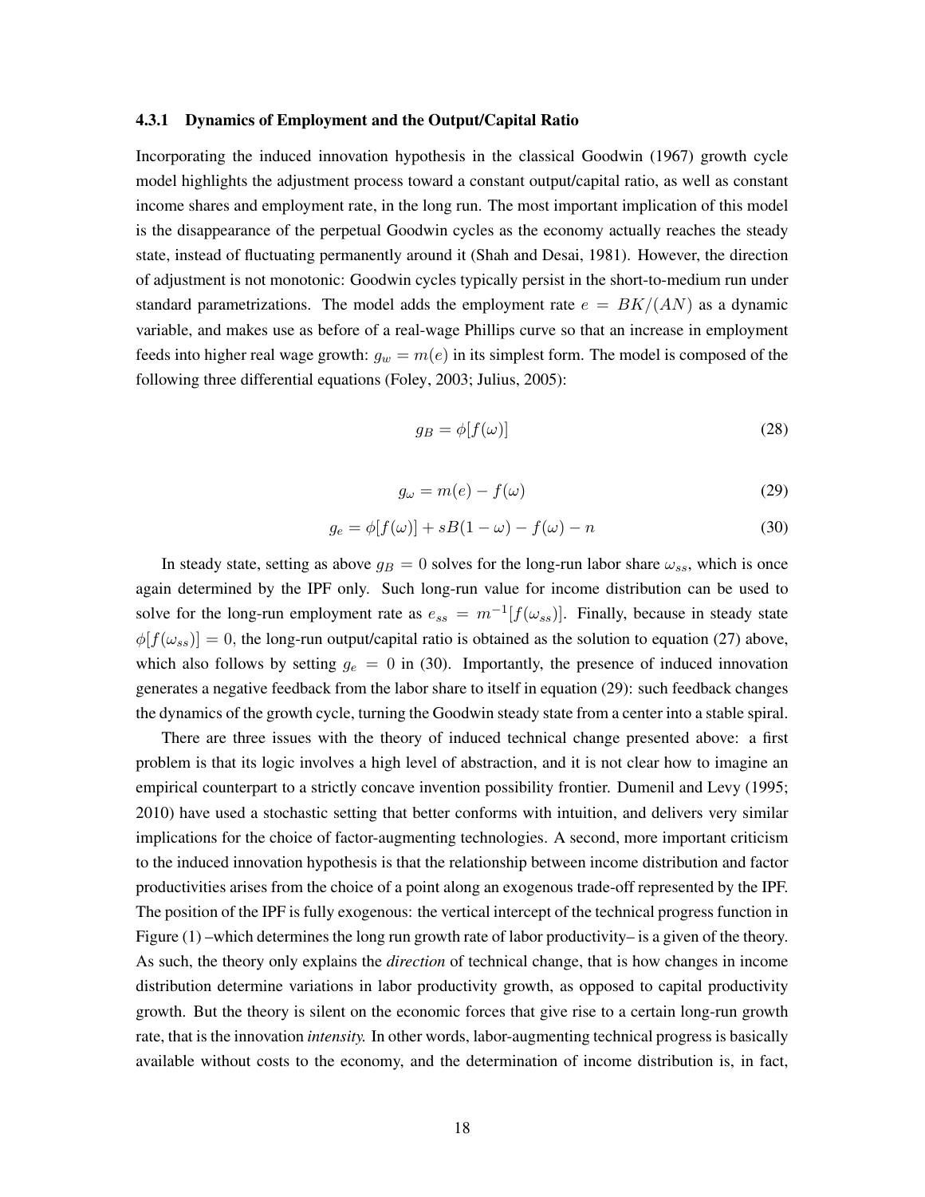#### 4.3.1 Dynamics of Employment and the Output/Capital Ratio

Incorporating the induced innovation hypothesis in the classical Goodwin (1967) growth cycle model highlights the adjustment process toward a constant output/capital ratio, as well as constant income shares and employment rate, in the long run. The most important implication of this model is the disappearance of the perpetual Goodwin cycles as the economy actually reaches the steady state, instead of fluctuating permanently around it (Shah and Desai, 1981). However, the direction of adjustment is not monotonic: Goodwin cycles typically persist in the short-to-medium run under standard parametrizations. The model adds the employment rate $e = BK/(AN)$ as a dynamic variable, and makes use as before of a real-wage Phillips curve so that an increase in employment feeds into higher real wage growth: $g_w = m(e)$ in its simplest form. The model is composed of the following three differential equations (Foley, 2003; Julius, 2005):

$$g_B = \phi[f(\omega)] \tag{28}$$

$$g_\omega = m(e) - f(\omega) \tag{29}$$

$$g_e = \phi[f(\omega)] + sB(1 - \omega) - f(\omega) - n \tag{30}$$

In steady state, setting as above $g_B = 0$ solves for the long-run labor share $\omega_{ss}$, which is once again determined by the IPF only. Such long-run value for income distribution can be used to solve for the long-run employment rate as $e_{ss} = m^{-1}[f(\omega_{ss})]$. Finally, because in steady state $\phi[f(\omega_{ss})] = 0$, the long-run output/capital ratio is obtained as the solution to equation (27) above, which also follows by setting $g_e = 0$ in (30). Importantly, the presence of induced innovation generates a negative feedback from the labor share to itself in equation (29): such feedback changes the dynamics of the growth cycle, turning the Goodwin steady state from a center into a stable spiral.

There are three issues with the theory of induced technical change presented above: a first problem is that its logic involves a high level of abstraction, and it is not clear how to imagine an empirical counterpart to a strictly concave invention possibility frontier. Dumenil and Levy (1995; 2010) have used a stochastic setting that better conforms with intuition, and delivers very similar implications for the choice of factor-augmenting technologies. A second, more important criticism to the induced innovation hypothesis is that the relationship between income distribution and factor productivities arises from the choice of a point along an exogenous trade-off represented by the IPF. The position of the IPF is fully exogenous: the vertical intercept of the technical progress function in Figure (1) –which determines the long run growth rate of labor productivity– is a given of the theory. As such, the theory only explains the *direction* of technical change, that is how changes in income distribution determine variations in labor productivity growth, as opposed to capital productivity growth. But the theory is silent on the economic forces that give rise to a certain long-run growth rate, that is the innovation *intensity.* In other words, labor-augmenting technical progress is basically available without costs to the economy, and the determination of income distribution is, in fact,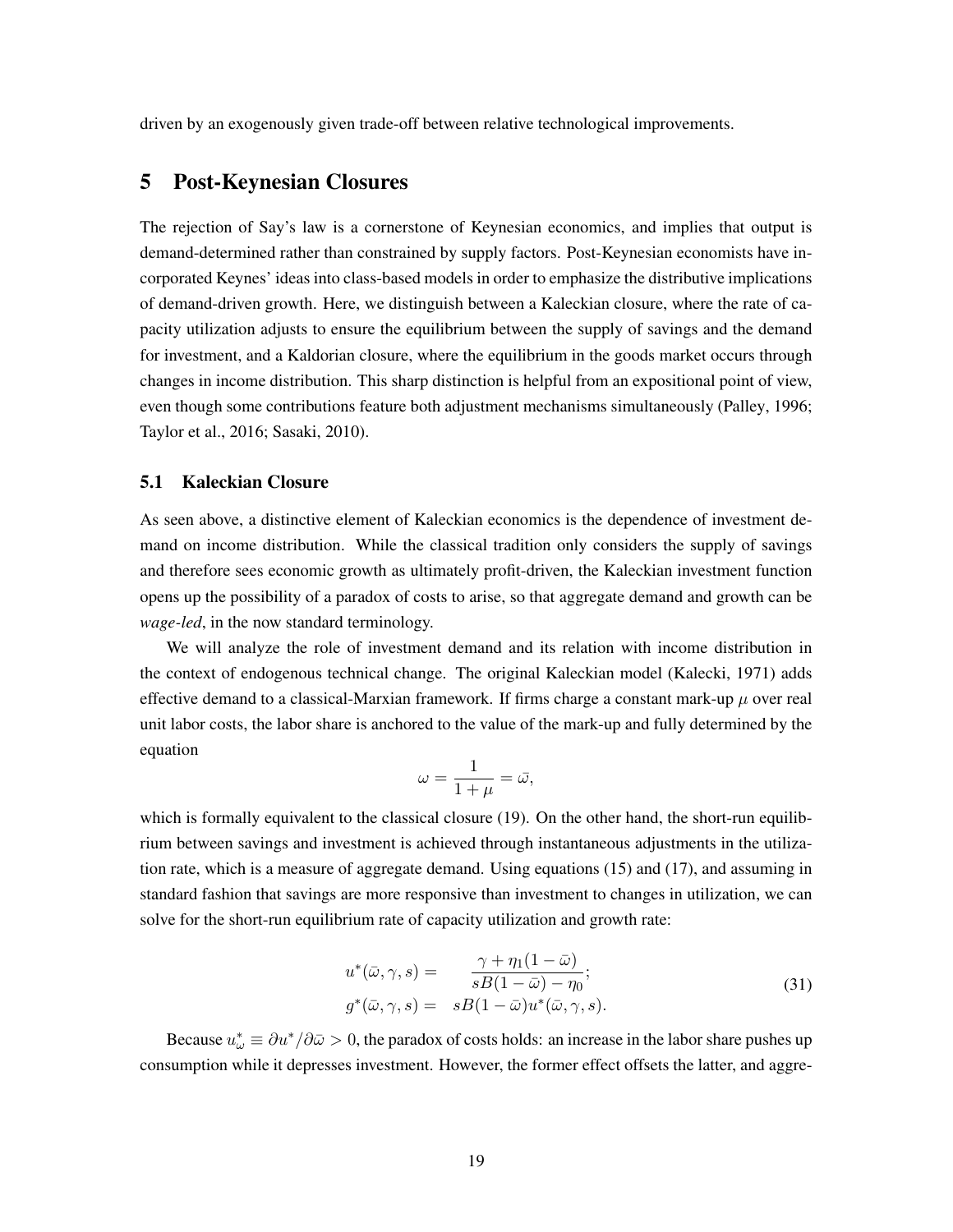driven by an exogenously given trade-off between relative technological improvements.

# 5 Post-Keynesian Closures

The rejection of Say's law is a cornerstone of Keynesian economics, and implies that output is demand-determined rather than constrained by supply factors. Post-Keynesian economists have incorporated Keynes' ideas into class-based models in order to emphasize the distributive implications of demand-driven growth. Here, we distinguish between a Kaleckian closure, where the rate of capacity utilization adjusts to ensure the equilibrium between the supply of savings and the demand for investment, and a Kaldorian closure, where the equilibrium in the goods market occurs through changes in income distribution. This sharp distinction is helpful from an expositional point of view, even though some contributions feature both adjustment mechanisms simultaneously (Palley, 1996; Taylor et al., 2016; Sasaki, 2010).

## 5.1 Kaleckian Closure

As seen above, a distinctive element of Kaleckian economics is the dependence of investment demand on income distribution. While the classical tradition only considers the supply of savings and therefore sees economic growth as ultimately profit-driven, the Kaleckian investment function opens up the possibility of a paradox of costs to arise, so that aggregate demand and growth can be *wage-led*, in the now standard terminology.

We will analyze the role of investment demand and its relation with income distribution in the context of endogenous technical change. The original Kaleckian model (Kalecki, 1971) adds effective demand to a classical-Marxian framework. If firms charge a constant mark-up $\mu$ over real unit labor costs, the labor share is anchored to the value of the mark-up and fully determined by the equation

$$\omega = \frac{1}{1+\mu} = \bar{\omega},$$

which is formally equivalent to the classical closure (19). On the other hand, the short-run equilibrium between savings and investment is achieved through instantaneous adjustments in the utilization rate, which is a measure of aggregate demand. Using equations (15) and (17), and assuming in standard fashion that savings are more responsive than investment to changes in utilization, we can solve for the short-run equilibrium rate of capacity utilization and growth rate:

$$\begin{aligned} u^*(\bar{\omega}, \gamma, s) &= \frac{\gamma + \eta_1(1-\bar{\omega})}{sB(1-\bar{\omega}) - \eta_0}; \\ g^*(\bar{\omega}, \gamma, s) &= sB(1-\bar{\omega})u^*(\bar{\omega}, \gamma, s). \end{aligned} \tag{31}$$

Because $u^*_\omega \equiv \partial u^*/\partial \bar{\omega} > 0$, the paradox of costs holds: an increase in the labor share pushes up consumption while it depresses investment. However, the former effect offsets the latter, and aggre-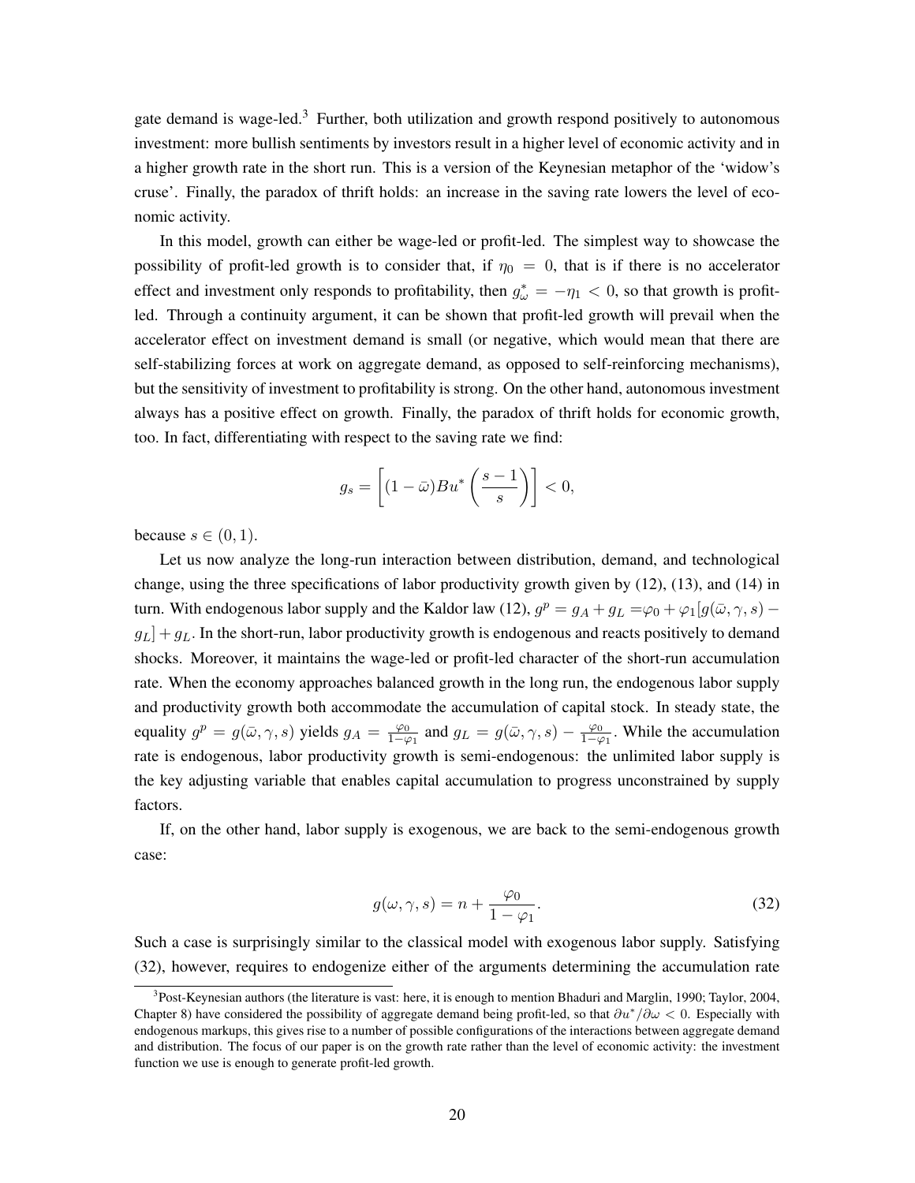gate demand is wage-led.[3] Further, both utilization and growth respond positively to autonomous investment: more bullish sentiments by investors result in a higher level of economic activity and in a higher growth rate in the short run. This is a version of the Keynesian metaphor of the 'widow's cruse'. Finally, the paradox of thrift holds: an increase in the saving rate lowers the level of economic activity.

In this model, growth can either be wage-led or profit-led. The simplest way to showcase the possibility of profit-led growth is to consider that, if $\eta_0 = 0$, that is if there is no accelerator effect and investment only responds to profitability, then $g^*_\omega = -\eta_1 < 0$, so that growth is profit-led. Through a continuity argument, it can be shown that profit-led growth will prevail when the accelerator effect on investment demand is small (or negative, which would mean that there are self-stabilizing forces at work on aggregate demand, as opposed to self-reinforcing mechanisms), but the sensitivity of investment to profitability is strong. On the other hand, autonomous investment always has a positive effect on growth. Finally, the paradox of thrift holds for economic growth, too. In fact, differentiating with respect to the saving rate we find:

$$g_s = \left[(1 - \bar{\omega})Bu^* \left(\frac{s-1}{s}\right)\right] < 0,$$

because $s \in (0, 1)$.

Let us now analyze the long-run interaction between distribution, demand, and technological change, using the three specifications of labor productivity growth given by (12), (13), and (14) in turn. With endogenous labor supply and the Kaldor law (12), $g^p = g_A + g_L = \varphi_0 + \varphi_1[g(\bar{\omega}, \gamma, s) - g_L] + g_L$. In the short-run, labor productivity growth is endogenous and reacts positively to demand shocks. Moreover, it maintains the wage-led or profit-led character of the short-run accumulation rate. When the economy approaches balanced growth in the long run, the endogenous labor supply and productivity growth both accommodate the accumulation of capital stock. In steady state, the equality $g^p = g(\bar{\omega}, \gamma, s)$ yields $g_A = \frac{\varphi_0}{1-\varphi_1}$ and $g_L = g(\bar{\omega}, \gamma, s) - \frac{\varphi_0}{1-\varphi_1}$. While the accumulation rate is endogenous, labor productivity growth is semi-endogenous: the unlimited labor supply is the key adjusting variable that enables capital accumulation to progress unconstrained by supply factors.

If, on the other hand, labor supply is exogenous, we are back to the semi-endogenous growth case:

$$g(\omega, \gamma, s) = n + \frac{\varphi_0}{1 - \varphi_1}. \tag{32}$$

Such a case is surprisingly similar to the classical model with exogenous labor supply. Satisfying (32), however, requires to endogenize either of the arguments determining the accumulation rate

[3] Post-Keynesian authors (the literature is vast: here, it is enough to mention Bhaduri and Marglin, 1990; Taylor, 2004, Chapter 8) have considered the possibility of aggregate demand being profit-led, so that $\partial u^*/\partial \omega < 0$. Especially with endogenous markups, this gives rise to a number of possible configurations of the interactions between aggregate demand and distribution. The focus of our paper is on the growth rate rather than the level of economic activity: the investment function we use is enough to generate profit-led growth.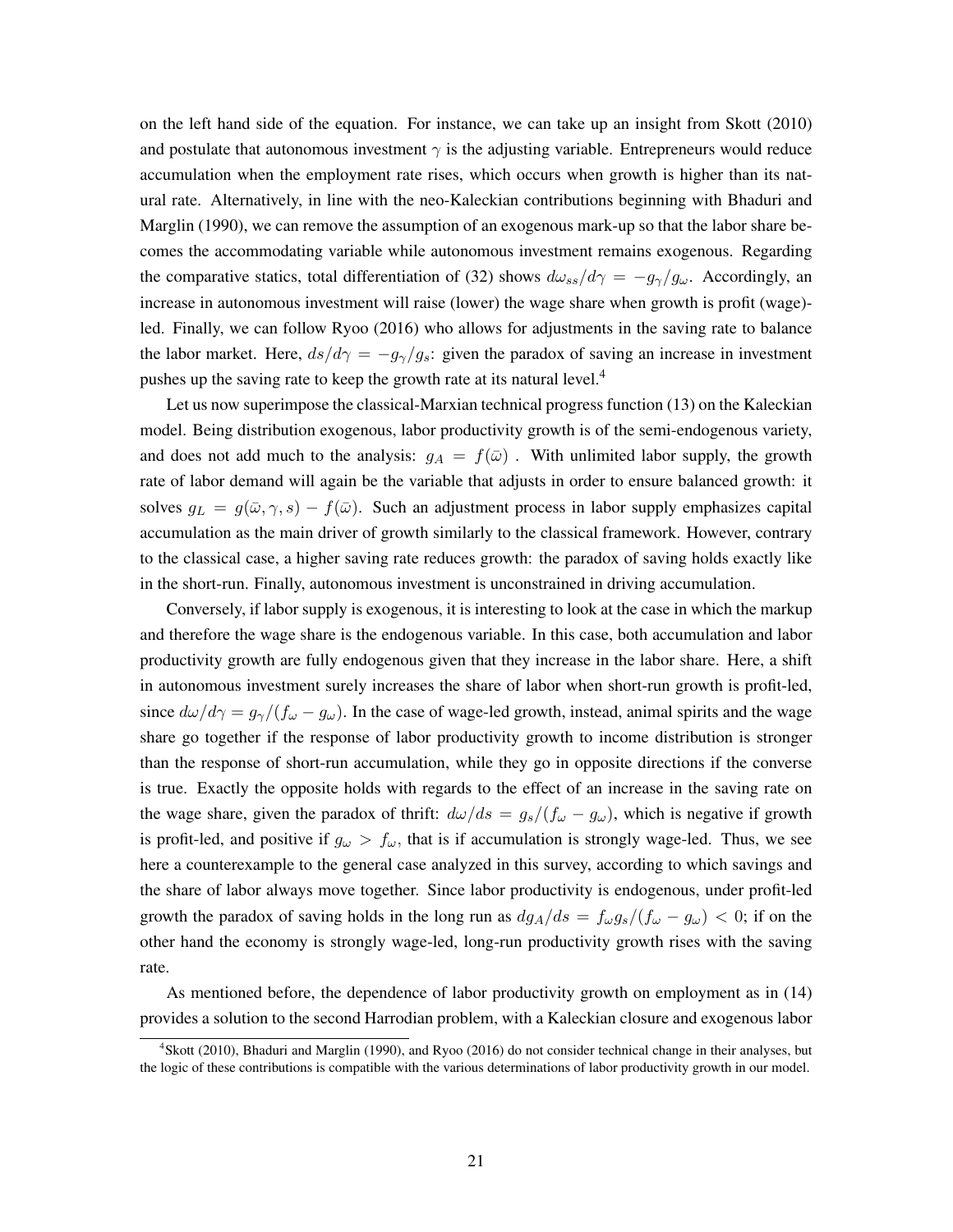on the left hand side of the equation. For instance, we can take up an insight from Skott (2010) and postulate that autonomous investment $\gamma$ is the adjusting variable. Entrepreneurs would reduce accumulation when the employment rate rises, which occurs when growth is higher than its natural rate. Alternatively, in line with the neo-Kaleckian contributions beginning with Bhaduri and Marglin (1990), we can remove the assumption of an exogenous mark-up so that the labor share becomes the accommodating variable while autonomous investment remains exogenous. Regarding the comparative statics, total differentiation of (32) shows $d\omega_{ss}/d\gamma = -g_{\gamma}/g_{\omega}$. Accordingly, an increase in autonomous investment will raise (lower) the wage share when growth is profit (wage)-led. Finally, we can follow Ryoo (2016) who allows for adjustments in the saving rate to balance the labor market. Here, $ds/d\gamma = -g_{\gamma}/g_s$: given the paradox of saving an increase in investment pushes up the saving rate to keep the growth rate at its natural level.[4]

Let us now superimpose the classical-Marxian technical progress function (13) on the Kaleckian model. Being distribution exogenous, labor productivity growth is of the semi-endogenous variety, and does not add much to the analysis: $g_A = f(\bar{\omega})$ . With unlimited labor supply, the growth rate of labor demand will again be the variable that adjusts in order to ensure balanced growth: it solves $g_L = g(\bar{\omega}, \gamma, s) - f(\bar{\omega})$. Such an adjustment process in labor supply emphasizes capital accumulation as the main driver of growth similarly to the classical framework. However, contrary to the classical case, a higher saving rate reduces growth: the paradox of saving holds exactly like in the short-run. Finally, autonomous investment is unconstrained in driving accumulation.

Conversely, if labor supply is exogenous, it is interesting to look at the case in which the markup and therefore the wage share is the endogenous variable. In this case, both accumulation and labor productivity growth are fully endogenous given that they increase in the labor share. Here, a shift in autonomous investment surely increases the share of labor when short-run growth is profit-led, since $d\omega/d\gamma = g_{\gamma}/(f_{\omega} - g_{\omega})$. In the case of wage-led growth, instead, animal spirits and the wage share go together if the response of labor productivity growth to income distribution is stronger than the response of short-run accumulation, while they go in opposite directions if the converse is true. Exactly the opposite holds with regards to the effect of an increase in the saving rate on the wage share, given the paradox of thrift: $d\omega/ds = g_s/(f_{\omega} - g_{\omega})$, which is negative if growth is profit-led, and positive if $g_{\omega} > f_{\omega}$, that is if accumulation is strongly wage-led. Thus, we see here a counterexample to the general case analyzed in this survey, according to which savings and the share of labor always move together. Since labor productivity is endogenous, under profit-led growth the paradox of saving holds in the long run as $dg_A/ds = f_{\omega}g_s/(f_{\omega} - g_{\omega}) < 0$; if on the other hand the economy is strongly wage-led, long-run productivity growth rises with the saving rate.

As mentioned before, the dependence of labor productivity growth on employment as in (14) provides a solution to the second Harrodian problem, with a Kaleckian closure and exogenous labor

[4] Skott (2010), Bhaduri and Marglin (1990), and Ryoo (2016) do not consider technical change in their analyses, but the logic of these contributions is compatible with the various determinations of labor productivity growth in our model.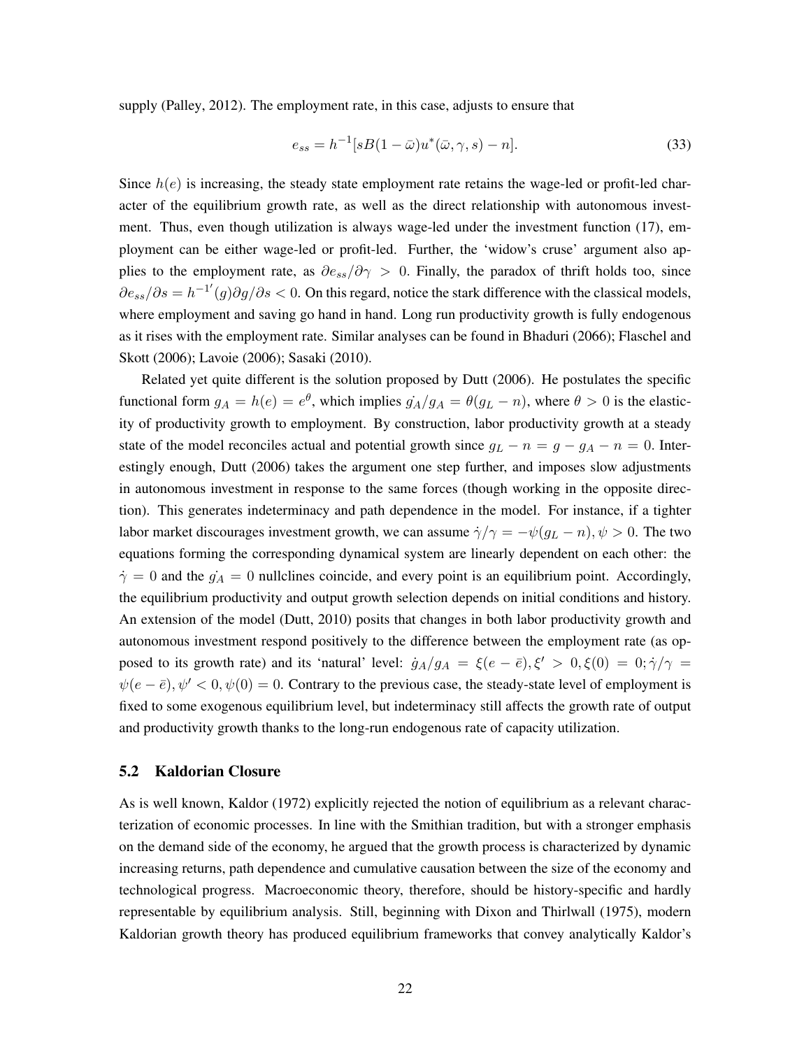supply (Palley, 2012). The employment rate, in this case, adjusts to ensure that

$$e_{ss} = h^{-1}[sB(1-\bar{\omega})u^*(\bar{\omega},\gamma,s) - n]. \tag{33}$$

Since $h(e)$ is increasing, the steady state employment rate retains the wage-led or profit-led character of the equilibrium growth rate, as well as the direct relationship with autonomous investment. Thus, even though utilization is always wage-led under the investment function (17), employment can be either wage-led or profit-led. Further, the 'widow's cruse' argument also applies to the employment rate, as $\partial e_{ss}/\partial\gamma > 0$. Finally, the paradox of thrift holds too, since $\partial e_{ss}/\partial s = h^{-1'}(g)\partial g/\partial s < 0$. On this regard, notice the stark difference with the classical models, where employment and saving go hand in hand. Long run productivity growth is fully endogenous as it rises with the employment rate. Similar analyses can be found in Bhaduri (2066); Flaschel and Skott (2006); Lavoie (2006); Sasaki (2010).

Related yet quite different is the solution proposed by Dutt (2006). He postulates the specific functional form $g_A = h(e) = e^\theta$, which implies $\dot{g_A}/g_A = \theta(g_L - n)$, where $\theta > 0$ is the elasticity of productivity growth to employment. By construction, labor productivity growth at a steady state of the model reconciles actual and potential growth since $g_L - n = g - g_A - n = 0$. Interestingly enough, Dutt (2006) takes the argument one step further, and imposes slow adjustments in autonomous investment in response to the same forces (though working in the opposite direction). This generates indeterminacy and path dependence in the model. For instance, if a tighter labor market discourages investment growth, we can assume $\dot{\gamma}/\gamma = -\psi(g_L - n), \psi > 0$. The two equations forming the corresponding dynamical system are linearly dependent on each other: the $\dot{\gamma} = 0$ and the $\dot{g_A} = 0$ nullclines coincide, and every point is an equilibrium point. Accordingly, the equilibrium productivity and output growth selection depends on initial conditions and history. An extension of the model (Dutt, 2010) posits that changes in both labor productivity growth and autonomous investment respond positively to the difference between the employment rate (as opposed to its growth rate) and its 'natural' level: $\dot{g}_A/g_A = \xi(e - \bar{e}), \xi' > 0, \xi(0) = 0; \dot{\gamma}/\gamma = \psi(e - \bar{e}), \psi' < 0, \psi(0) = 0$. Contrary to the previous case, the steady-state level of employment is fixed to some exogenous equilibrium level, but indeterminacy still affects the growth rate of output and productivity growth thanks to the long-run endogenous rate of capacity utilization.

### 5.2 Kaldorian Closure

As is well known, Kaldor (1972) explicitly rejected the notion of equilibrium as a relevant characterization of economic processes. In line with the Smithian tradition, but with a stronger emphasis on the demand side of the economy, he argued that the growth process is characterized by dynamic increasing returns, path dependence and cumulative causation between the size of the economy and technological progress. Macroeconomic theory, therefore, should be history-specific and hardly representable by equilibrium analysis. Still, beginning with Dixon and Thirlwall (1975), modern Kaldorian growth theory has produced equilibrium frameworks that convey analytically Kaldor's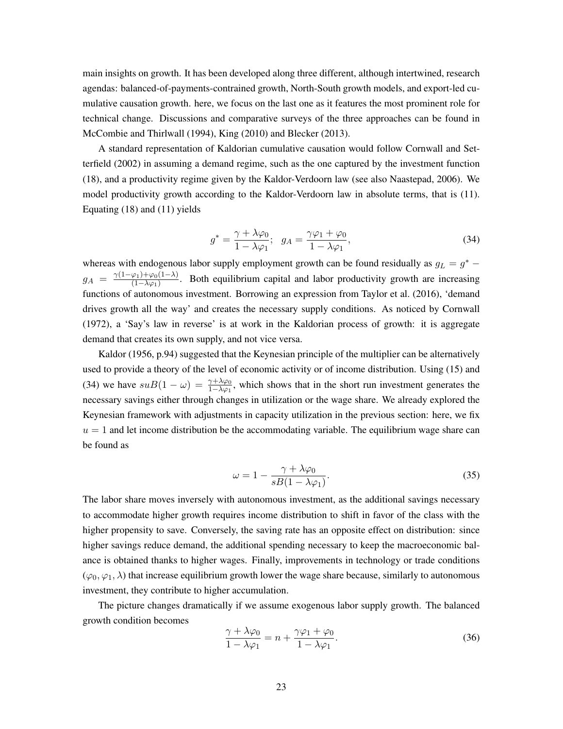main insights on growth. It has been developed along three different, although intertwined, research agendas: balanced-of-payments-contrained growth, North-South growth models, and export-led cumulative causation growth. here, we focus on the last one as it features the most prominent role for technical change. Discussions and comparative surveys of the three approaches can be found in McCombie and Thirlwall (1994), King (2010) and Blecker (2013).

A standard representation of Kaldorian cumulative causation would follow Cornwall and Setterfield (2002) in assuming a demand regime, such as the one captured by the investment function (18), and a productivity regime given by the Kaldor-Verdoorn law (see also Naastepad, 2006). We model productivity growth according to the Kaldor-Verdoorn law in absolute terms, that is (11). Equating (18) and (11) yields

$$g^* = \frac{\gamma + \lambda\varphi_0}{1 - \lambda\varphi_1}; \quad g_A = \frac{\gamma\varphi_1 + \varphi_0}{1 - \lambda\varphi_1}, \tag{34}$$

whereas with endogenous labor supply employment growth can be found residually as $g_L = g^* - g_A = \frac{\gamma(1-\varphi_1)+\varphi_0(1-\lambda)}{(1-\lambda\varphi_1)}$. Both equilibrium capital and labor productivity growth are increasing functions of autonomous investment. Borrowing an expression from Taylor et al. (2016), 'demand drives growth all the way' and creates the necessary supply conditions. As noticed by Cornwall (1972), a 'Say's law in reverse' is at work in the Kaldorian process of growth: it is aggregate demand that creates its own supply, and not vice versa.

Kaldor (1956, p.94) suggested that the Keynesian principle of the multiplier can be alternatively used to provide a theory of the level of economic activity or of income distribution. Using (15) and (34) we have $suB(1-\omega) = \frac{\gamma+\lambda\varphi_0}{1-\lambda\varphi_1}$, which shows that in the short run investment generates the necessary savings either through changes in utilization or the wage share. We already explored the Keynesian framework with adjustments in capacity utilization in the previous section: here, we fix $u = 1$ and let income distribution be the accommodating variable. The equilibrium wage share can be found as

$$\omega = 1 - \frac{\gamma + \lambda\varphi_0}{sB(1 - \lambda\varphi_1)}. \tag{35}$$

The labor share moves inversely with autonomous investment, as the additional savings necessary to accommodate higher growth requires income distribution to shift in favor of the class with the higher propensity to save. Conversely, the saving rate has an opposite effect on distribution: since higher savings reduce demand, the additional spending necessary to keep the macroeconomic balance is obtained thanks to higher wages. Finally, improvements in technology or trade conditions ($\varphi_0, \varphi_1, \lambda$) that increase equilibrium growth lower the wage share because, similarly to autonomous investment, they contribute to higher accumulation.

The picture changes dramatically if we assume exogenous labor supply growth. The balanced growth condition becomes

$$\frac{\gamma + \lambda\varphi_0}{1 - \lambda\varphi_1} = n + \frac{\gamma\varphi_1 + \varphi_0}{1 - \lambda\varphi_1}. \tag{36}$$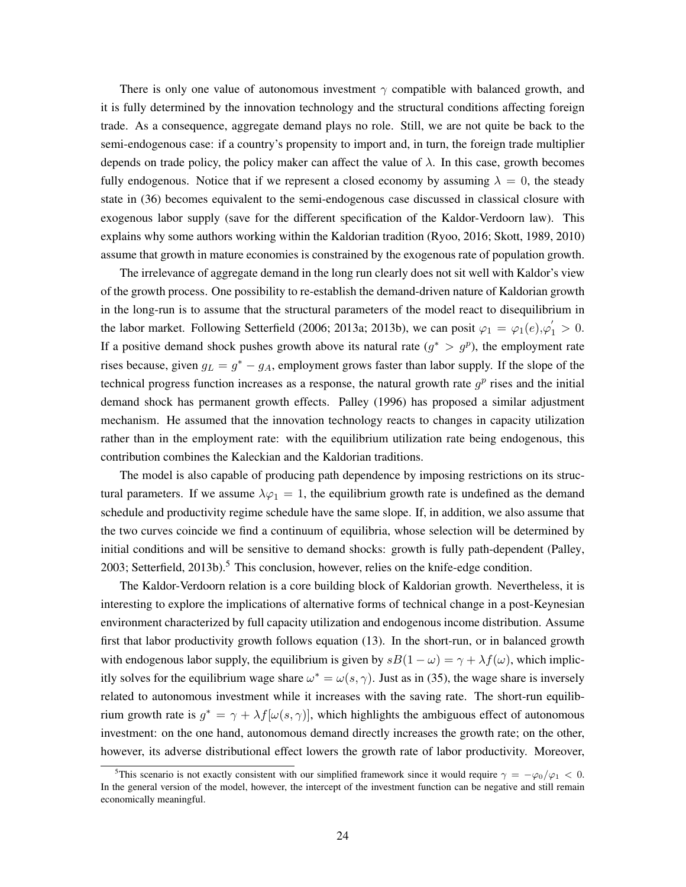There is only one value of autonomous investment $\gamma$ compatible with balanced growth, and it is fully determined by the innovation technology and the structural conditions affecting foreign trade. As a consequence, aggregate demand plays no role. Still, we are not quite be back to the semi-endogenous case: if a country's propensity to import and, in turn, the foreign trade multiplier depends on trade policy, the policy maker can affect the value of $\lambda$. In this case, growth becomes fully endogenous. Notice that if we represent a closed economy by assuming $\lambda = 0$, the steady state in (36) becomes equivalent to the semi-endogenous case discussed in classical closure with exogenous labor supply (save for the different specification of the Kaldor-Verdoorn law). This explains why some authors working within the Kaldorian tradition (Ryoo, 2016; Skott, 1989, 2010) assume that growth in mature economies is constrained by the exogenous rate of population growth.

The irrelevance of aggregate demand in the long run clearly does not sit well with Kaldor's view of the growth process. One possibility to re-establish the demand-driven nature of Kaldorian growth in the long-run is to assume that the structural parameters of the model react to disequilibrium in the labor market. Following Setterfield (2006; 2013a; 2013b), we can posit $\varphi_1 = \varphi_1(e), \varphi_1' > 0$. If a positive demand shock pushes growth above its natural rate ($g^* > g^p$), the employment rate rises because, given $g_L = g^* - g_A$, employment grows faster than labor supply. If the slope of the technical progress function increases as a response, the natural growth rate $g^p$ rises and the initial demand shock has permanent growth effects. Palley (1996) has proposed a similar adjustment mechanism. He assumed that the innovation technology reacts to changes in capacity utilization rather than in the employment rate: with the equilibrium utilization rate being endogenous, this contribution combines the Kaleckian and the Kaldorian traditions.

The model is also capable of producing path dependence by imposing restrictions on its structural parameters. If we assume $\lambda\varphi_1 = 1$, the equilibrium growth rate is undefined as the demand schedule and productivity regime schedule have the same slope. If, in addition, we also assume that the two curves coincide we find a continuum of equilibria, whose selection will be determined by initial conditions and will be sensitive to demand shocks: growth is fully path-dependent (Palley, 2003; Setterfield, 2013b).[5] This conclusion, however, relies on the knife-edge condition.

The Kaldor-Verdoorn relation is a core building block of Kaldorian growth. Nevertheless, it is interesting to explore the implications of alternative forms of technical change in a post-Keynesian environment characterized by full capacity utilization and endogenous income distribution. Assume first that labor productivity growth follows equation (13). In the short-run, or in balanced growth with endogenous labor supply, the equilibrium is given by $sB(1 - \omega) = \gamma + \lambda f(\omega)$, which implicitly solves for the equilibrium wage share $\omega^* = \omega(s, \gamma)$. Just as in (35), the wage share is inversely related to autonomous investment while it increases with the saving rate. The short-run equilibrium growth rate is $g^* = \gamma + \lambda f[\omega(s, \gamma)]$, which highlights the ambiguous effect of autonomous investment: on the one hand, autonomous demand directly increases the growth rate; on the other, however, its adverse distributional effect lowers the growth rate of labor productivity. Moreover,

[5] This scenario is not exactly consistent with our simplified framework since it would require $\gamma = -\varphi_0/\varphi_1 < 0$. In the general version of the model, however, the intercept of the investment function can be negative and still remain economically meaningful.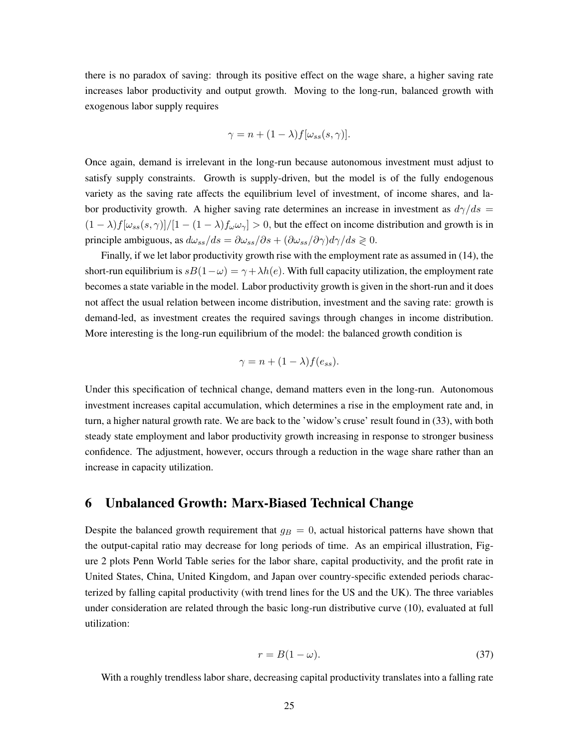there is no paradox of saving: through its positive effect on the wage share, a higher saving rate increases labor productivity and output growth. Moving to the long-run, balanced growth with exogenous labor supply requires

$$\gamma = n + (1-\lambda)f[\omega_{ss}(s,\gamma)].$$

Once again, demand is irrelevant in the long-run because autonomous investment must adjust to satisfy supply constraints. Growth is supply-driven, but the model is of the fully endogenous variety as the saving rate affects the equilibrium level of investment, of income shares, and labor productivity growth. A higher saving rate determines an increase in investment as $d\gamma/ds = (1-\lambda)f[\omega_{ss}(s,\gamma)]/[1-(1-\lambda)f_{\omega}\omega_{\gamma}] > 0$, but the effect on income distribution and growth is in principle ambiguous, as $d\omega_{ss}/ds = \partial\omega_{ss}/\partial s + (\partial\omega_{ss}/\partial\gamma)d\gamma/ds \gtrless 0$.

Finally, if we let labor productivity growth rise with the employment rate as assumed in (14), the short-run equilibrium is $sB(1-\omega) = \gamma + \lambda h(e)$. With full capacity utilization, the employment rate becomes a state variable in the model. Labor productivity growth is given in the short-run and it does not affect the usual relation between income distribution, investment and the saving rate: growth is demand-led, as investment creates the required savings through changes in income distribution. More interesting is the long-run equilibrium of the model: the balanced growth condition is

$$\gamma = n + (1-\lambda)f(e_{ss}).$$

Under this specification of technical change, demand matters even in the long-run. Autonomous investment increases capital accumulation, which determines a rise in the employment rate and, in turn, a higher natural growth rate. We are back to the 'widow's cruse' result found in (33), with both steady state employment and labor productivity growth increasing in response to stronger business confidence. The adjustment, however, occurs through a reduction in the wage share rather than an increase in capacity utilization.

## 6 Unbalanced Growth: Marx-Biased Technical Change

Despite the balanced growth requirement that $g_B = 0$, actual historical patterns have shown that the output-capital ratio may decrease for long periods of time. As an empirical illustration, Figure 2 plots Penn World Table series for the labor share, capital productivity, and the profit rate in United States, China, United Kingdom, and Japan over country-specific extended periods characterized by falling capital productivity (with trend lines for the US and the UK). The three variables under consideration are related through the basic long-run distributive curve (10), evaluated at full utilization:

$$r = B(1-\omega). \tag{37}$$

With a roughly trendless labor share, decreasing capital productivity translates into a falling rate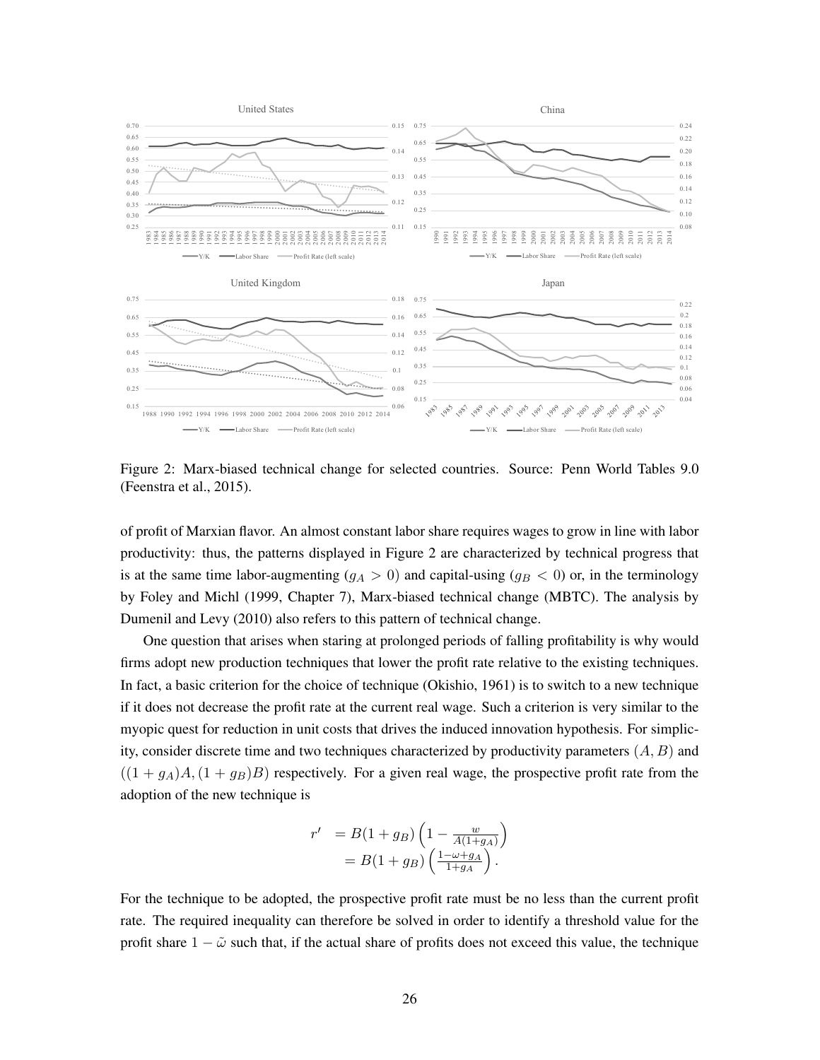Figure 2: Marx-biased technical change for selected countries. Source: Penn World Tables 9.0 (Feenstra et al., 2015).

of profit of Marxian flavor. An almost constant labor share requires wages to grow in line with labor productivity: thus, the patterns displayed in Figure 2 are characterized by technical progress that is at the same time labor-augmenting ($g_A > 0$) and capital-using ($g_B < 0$) or, in the terminology by Foley and Michl (1999, Chapter 7), Marx-biased technical change (MBTC). The analysis by Dumenil and Levy (2010) also refers to this pattern of technical change.

One question that arises when staring at prolonged periods of falling profitability is why would firms adopt new production techniques that lower the profit rate relative to the existing techniques. In fact, a basic criterion for the choice of technique (Okishio, 1961) is to switch to a new technique if it does not decrease the profit rate at the current real wage. Such a criterion is very similar to the myopic quest for reduction in unit costs that drives the induced innovation hypothesis. For simplicity, consider discrete time and two techniques characterized by productivity parameters $(A, B)$ and $((1 + g_A)A, (1 + g_B)B)$ respectively. For a given real wage, the prospective profit rate from the adoption of the new technique is

$$
\begin{aligned}
r' &= B(1 + g_B)\left(1 - \frac{w}{A(1+g_A)}\right) \\
&= B(1 + g_B)\left(\frac{1-\omega+g_A}{1+g_A}\right).
\end{aligned}
$$

For the technique to be adopted, the prospective profit rate must be no less than the current profit rate. The required inequality can therefore be solved in order to identify a threshold value for the profit share $1 - \tilde{\omega}$ such that, if the actual share of profits does not exceed this value, the technique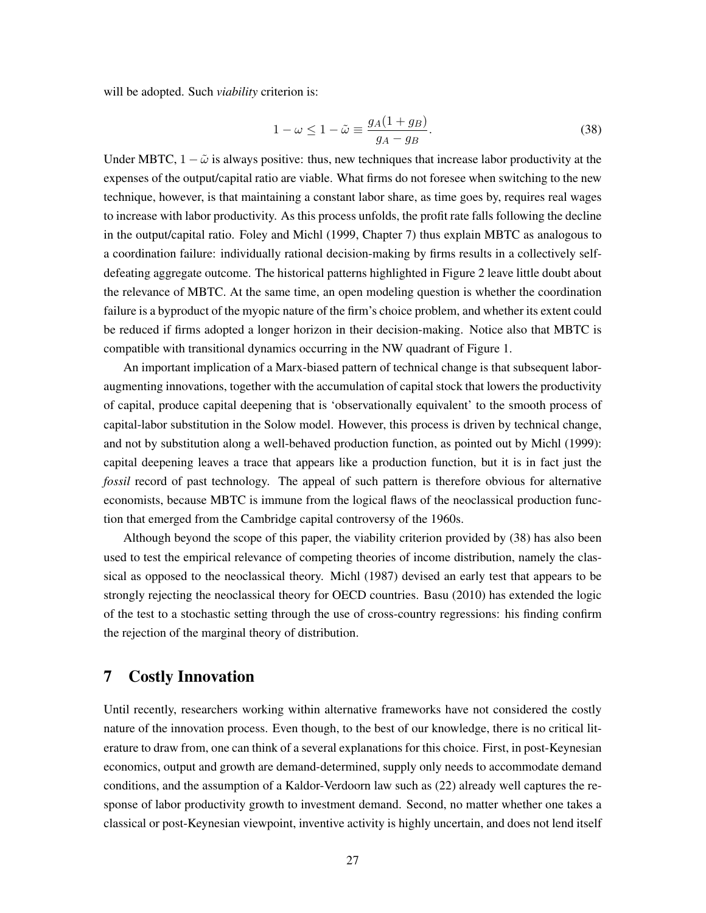will be adopted. Such *viability* criterion is:

$$1-\omega \le 1-\tilde{\omega} \equiv \frac{g_A(1+g_B)}{g_A-g_B}. \tag{38}$$

Under MBTC, $1-\tilde{\omega}$ is always positive: thus, new techniques that increase labor productivity at the expenses of the output/capital ratio are viable. What firms do not foresee when switching to the new technique, however, is that maintaining a constant labor share, as time goes by, requires real wages to increase with labor productivity. As this process unfolds, the profit rate falls following the decline in the output/capital ratio. Foley and Michl (1999, Chapter 7) thus explain MBTC as analogous to a coordination failure: individually rational decision-making by firms results in a collectively self-defeating aggregate outcome. The historical patterns highlighted in Figure 2 leave little doubt about the relevance of MBTC. At the same time, an open modeling question is whether the coordination failure is a byproduct of the myopic nature of the firm's choice problem, and whether its extent could be reduced if firms adopted a longer horizon in their decision-making. Notice also that MBTC is compatible with transitional dynamics occurring in the NW quadrant of Figure 1.

An important implication of a Marx-biased pattern of technical change is that subsequent labor-augmenting innovations, together with the accumulation of capital stock that lowers the productivity of capital, produce capital deepening that is 'observationally equivalent' to the smooth process of capital-labor substitution in the Solow model. However, this process is driven by technical change, and not by substitution along a well-behaved production function, as pointed out by Michl (1999): capital deepening leaves a trace that appears like a production function, but it is in fact just the *fossil* record of past technology. The appeal of such pattern is therefore obvious for alternative economists, because MBTC is immune from the logical flaws of the neoclassical production function that emerged from the Cambridge capital controversy of the 1960s.

Although beyond the scope of this paper, the viability criterion provided by (38) has also been used to test the empirical relevance of competing theories of income distribution, namely the classical as opposed to the neoclassical theory. Michl (1987) devised an early test that appears to be strongly rejecting the neoclassical theory for OECD countries. Basu (2010) has extended the logic of the test to a stochastic setting through the use of cross-country regressions: his finding confirm the rejection of the marginal theory of distribution.

## 7 Costly Innovation

Until recently, researchers working within alternative frameworks have not considered the costly nature of the innovation process. Even though, to the best of our knowledge, there is no critical literature to draw from, one can think of a several explanations for this choice. First, in post-Keynesian economics, output and growth are demand-determined, supply only needs to accommodate demand conditions, and the assumption of a Kaldor-Verdoorn law such as (22) already well captures the response of labor productivity growth to investment demand. Second, no matter whether one takes a classical or post-Keynesian viewpoint, inventive activity is highly uncertain, and does not lend itself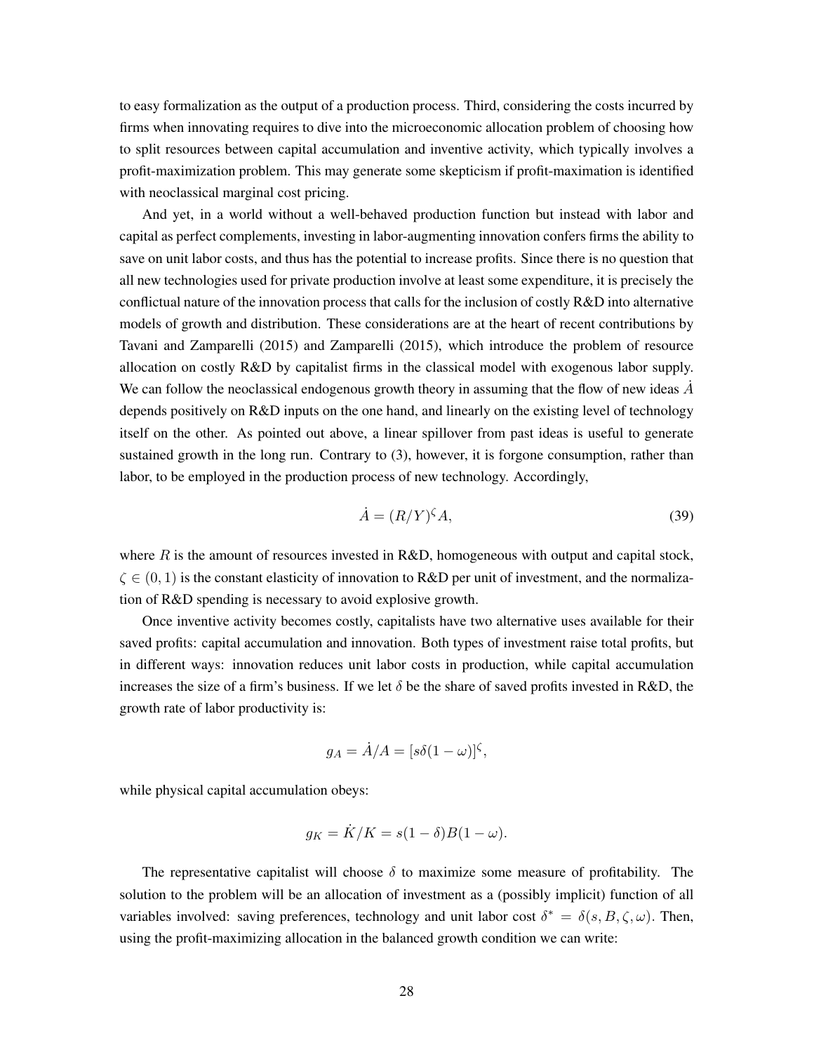to easy formalization as the output of a production process. Third, considering the costs incurred by firms when innovating requires to dive into the microeconomic allocation problem of choosing how to split resources between capital accumulation and inventive activity, which typically involves a profit-maximization problem. This may generate some skepticism if profit-maximation is identified with neoclassical marginal cost pricing.

And yet, in a world without a well-behaved production function but instead with labor and capital as perfect complements, investing in labor-augmenting innovation confers firms the ability to save on unit labor costs, and thus has the potential to increase profits. Since there is no question that all new technologies used for private production involve at least some expenditure, it is precisely the conflictual nature of the innovation process that calls for the inclusion of costly R&D into alternative models of growth and distribution. These considerations are at the heart of recent contributions by Tavani and Zamparelli (2015) and Zamparelli (2015), which introduce the problem of resource allocation on costly R&D by capitalist firms in the classical model with exogenous labor supply. We can follow the neoclassical endogenous growth theory in assuming that the flow of new ideas $\dot{A}$ depends positively on R&D inputs on the one hand, and linearly on the existing level of technology itself on the other. As pointed out above, a linear spillover from past ideas is useful to generate sustained growth in the long run. Contrary to (3), however, it is forgone consumption, rather than labor, to be employed in the production process of new technology. Accordingly,

$$\dot{A} = (R/Y)^{\zeta} A, \tag{39}$$

where $R$ is the amount of resources invested in R&D, homogeneous with output and capital stock, $\zeta \in (0, 1)$ is the constant elasticity of innovation to R&D per unit of investment, and the normalization of R&D spending is necessary to avoid explosive growth.

Once inventive activity becomes costly, capitalists have two alternative uses available for their saved profits: capital accumulation and innovation. Both types of investment raise total profits, but in different ways: innovation reduces unit labor costs in production, while capital accumulation increases the size of a firm's business. If we let $\delta$ be the share of saved profits invested in R&D, the growth rate of labor productivity is:

$$g_A = \dot{A}/A = [s\delta(1 - \omega)]^{\zeta},$$

while physical capital accumulation obeys:

$$g_K = \dot{K}/K = s(1 - \delta)B(1 - \omega).$$

The representative capitalist will choose $\delta$ to maximize some measure of profitability. The solution to the problem will be an allocation of investment as a (possibly implicit) function of all variables involved: saving preferences, technology and unit labor cost $\delta^* = \delta(s, B, \zeta, \omega)$. Then, using the profit-maximizing allocation in the balanced growth condition we can write: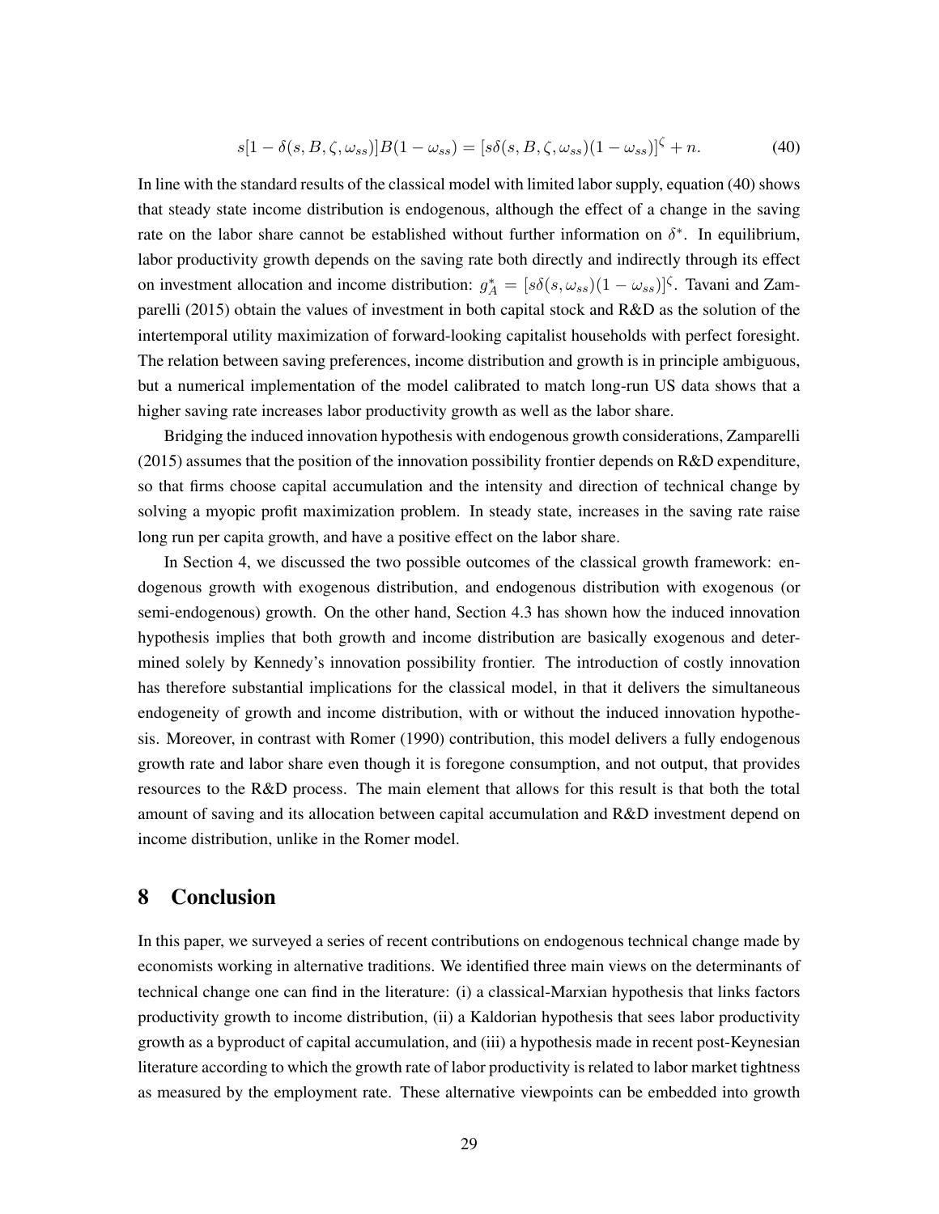$$s[1 - \delta(s, B, \zeta, \omega_{ss})]B(1 - \omega_{ss}) = [s\delta(s, B, \zeta, \omega_{ss})(1 - \omega_{ss})]^{\zeta} + n. \tag{40}$$

In line with the standard results of the classical model with limited labor supply, equation (40) shows that steady state income distribution is endogenous, although the effect of a change in the saving rate on the labor share cannot be established without further information on $\delta^*$. In equilibrium, labor productivity growth depends on the saving rate both directly and indirectly through its effect on investment allocation and income distribution: $g_A^* = [s\delta(s, \omega_{ss})(1 - \omega_{ss})]^{\zeta}$. Tavani and Zamparelli (2015) obtain the values of investment in both capital stock and R&D as the solution of the intertemporal utility maximization of forward-looking capitalist households with perfect foresight. The relation between saving preferences, income distribution and growth is in principle ambiguous, but a numerical implementation of the model calibrated to match long-run US data shows that a higher saving rate increases labor productivity growth as well as the labor share.

Bridging the induced innovation hypothesis with endogenous growth considerations, Zamparelli (2015) assumes that the position of the innovation possibility frontier depends on R&D expenditure, so that firms choose capital accumulation and the intensity and direction of technical change by solving a myopic profit maximization problem. In steady state, increases in the saving rate raise long run per capita growth, and have a positive effect on the labor share.

In Section 4, we discussed the two possible outcomes of the classical growth framework: endogenous growth with exogenous distribution, and endogenous distribution with exogenous (or semi-endogenous) growth. On the other hand, Section 4.3 has shown how the induced innovation hypothesis implies that both growth and income distribution are basically exogenous and determined solely by Kennedy's innovation possibility frontier. The introduction of costly innovation has therefore substantial implications for the classical model, in that it delivers the simultaneous endogeneity of growth and income distribution, with or without the induced innovation hypothesis. Moreover, in contrast with Romer (1990) contribution, this model delivers a fully endogenous growth rate and labor share even though it is foregone consumption, and not output, that provides resources to the R&D process. The main element that allows for this result is that both the total amount of saving and its allocation between capital accumulation and R&D investment depend on income distribution, unlike in the Romer model.

# 8 Conclusion

In this paper, we surveyed a series of recent contributions on endogenous technical change made by economists working in alternative traditions. We identified three main views on the determinants of technical change one can find in the literature: (i) a classical-Marxian hypothesis that links factors productivity growth to income distribution, (ii) a Kaldorian hypothesis that sees labor productivity growth as a byproduct of capital accumulation, and (iii) a hypothesis made in recent post-Keynesian literature according to which the growth rate of labor productivity is related to labor market tightness as measured by the employment rate. These alternative viewpoints can be embedded into growth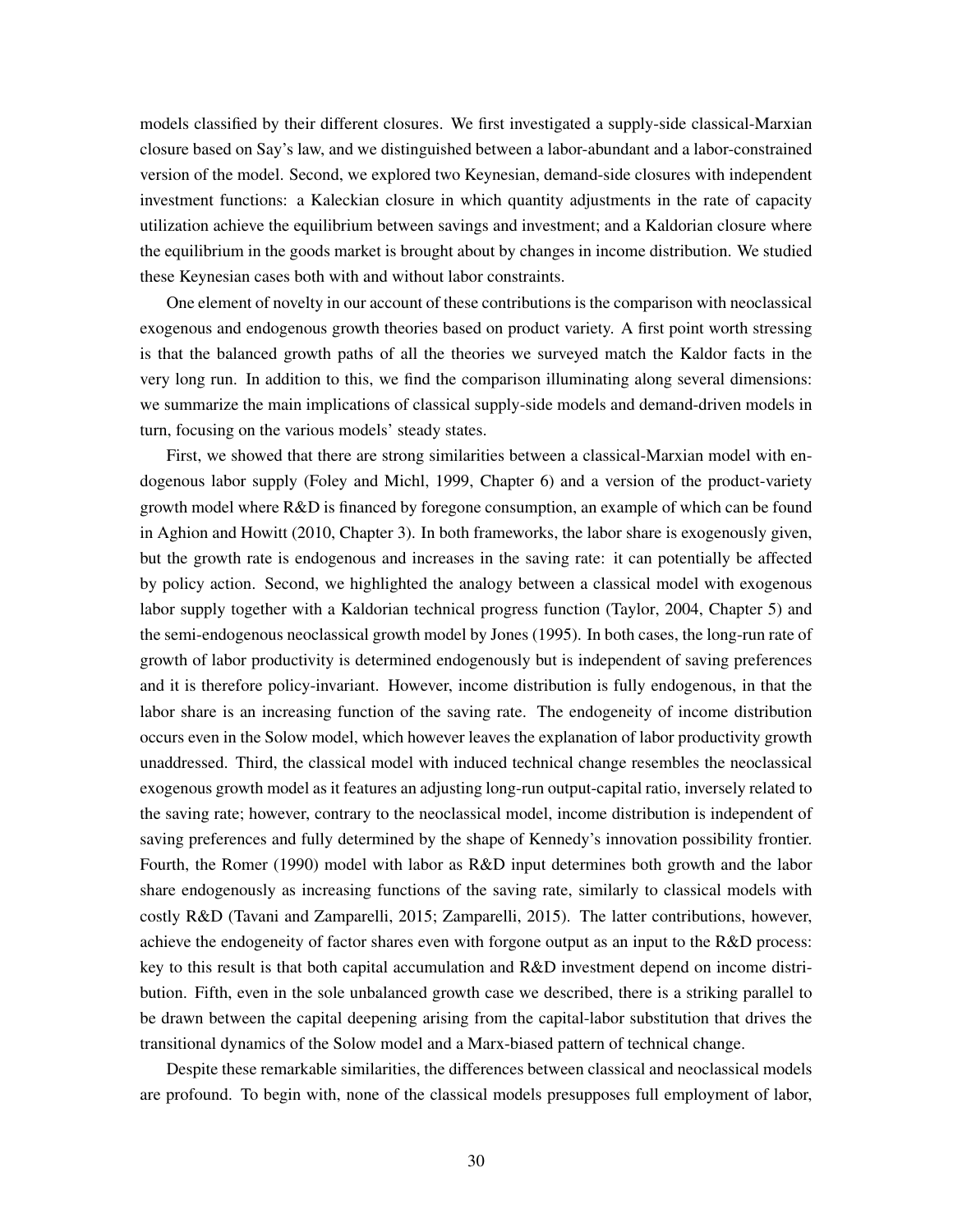models classified by their different closures. We first investigated a supply-side classical-Marxian closure based on Say's law, and we distinguished between a labor-abundant and a labor-constrained version of the model. Second, we explored two Keynesian, demand-side closures with independent investment functions: a Kaleckian closure in which quantity adjustments in the rate of capacity utilization achieve the equilibrium between savings and investment; and a Kaldorian closure where the equilibrium in the goods market is brought about by changes in income distribution. We studied these Keynesian cases both with and without labor constraints.

One element of novelty in our account of these contributions is the comparison with neoclassical exogenous and endogenous growth theories based on product variety. A first point worth stressing is that the balanced growth paths of all the theories we surveyed match the Kaldor facts in the very long run. In addition to this, we find the comparison illuminating along several dimensions: we summarize the main implications of classical supply-side models and demand-driven models in turn, focusing on the various models' steady states.

First, we showed that there are strong similarities between a classical-Marxian model with endogenous labor supply (Foley and Michl, 1999, Chapter 6) and a version of the product-variety growth model where R&D is financed by foregone consumption, an example of which can be found in Aghion and Howitt (2010, Chapter 3). In both frameworks, the labor share is exogenously given, but the growth rate is endogenous and increases in the saving rate: it can potentially be affected by policy action. Second, we highlighted the analogy between a classical model with exogenous labor supply together with a Kaldorian technical progress function (Taylor, 2004, Chapter 5) and the semi-endogenous neoclassical growth model by Jones (1995). In both cases, the long-run rate of growth of labor productivity is determined endogenously but is independent of saving preferences and it is therefore policy-invariant. However, income distribution is fully endogenous, in that the labor share is an increasing function of the saving rate. The endogeneity of income distribution occurs even in the Solow model, which however leaves the explanation of labor productivity growth unaddressed. Third, the classical model with induced technical change resembles the neoclassical exogenous growth model as it features an adjusting long-run output-capital ratio, inversely related to the saving rate; however, contrary to the neoclassical model, income distribution is independent of saving preferences and fully determined by the shape of Kennedy's innovation possibility frontier. Fourth, the Romer (1990) model with labor as R&D input determines both growth and the labor share endogenously as increasing functions of the saving rate, similarly to classical models with costly R&D (Tavani and Zamparelli, 2015; Zamparelli, 2015). The latter contributions, however, achieve the endogeneity of factor shares even with forgone output as an input to the R&D process: key to this result is that both capital accumulation and R&D investment depend on income distribution. Fifth, even in the sole unbalanced growth case we described, there is a striking parallel to be drawn between the capital deepening arising from the capital-labor substitution that drives the transitional dynamics of the Solow model and a Marx-biased pattern of technical change.

Despite these remarkable similarities, the differences between classical and neoclassical models are profound. To begin with, none of the classical models presupposes full employment of labor,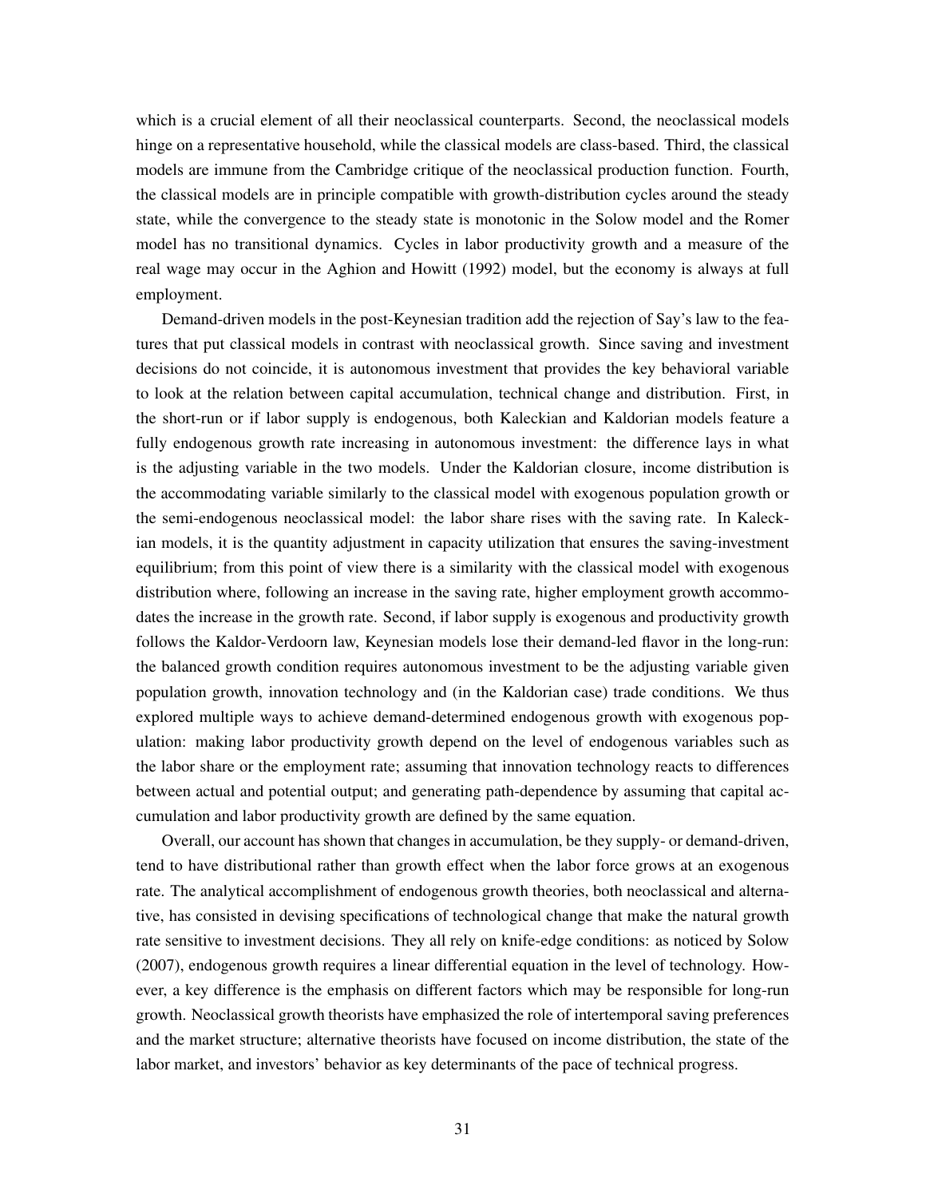which is a crucial element of all their neoclassical counterparts. Second, the neoclassical models hinge on a representative household, while the classical models are class-based. Third, the classical models are immune from the Cambridge critique of the neoclassical production function. Fourth, the classical models are in principle compatible with growth-distribution cycles around the steady state, while the convergence to the steady state is monotonic in the Solow model and the Romer model has no transitional dynamics. Cycles in labor productivity growth and a measure of the real wage may occur in the Aghion and Howitt (1992) model, but the economy is always at full employment.

Demand-driven models in the post-Keynesian tradition add the rejection of Say's law to the features that put classical models in contrast with neoclassical growth. Since saving and investment decisions do not coincide, it is autonomous investment that provides the key behavioral variable to look at the relation between capital accumulation, technical change and distribution. First, in the short-run or if labor supply is endogenous, both Kaleckian and Kaldorian models feature a fully endogenous growth rate increasing in autonomous investment: the difference lays in what is the adjusting variable in the two models. Under the Kaldorian closure, income distribution is the accommodating variable similarly to the classical model with exogenous population growth or the semi-endogenous neoclassical model: the labor share rises with the saving rate. In Kaleckian models, it is the quantity adjustment in capacity utilization that ensures the saving-investment equilibrium; from this point of view there is a similarity with the classical model with exogenous distribution where, following an increase in the saving rate, higher employment growth accommodates the increase in the growth rate. Second, if labor supply is exogenous and productivity growth follows the Kaldor-Verdoorn law, Keynesian models lose their demand-led flavor in the long-run: the balanced growth condition requires autonomous investment to be the adjusting variable given population growth, innovation technology and (in the Kaldorian case) trade conditions. We thus explored multiple ways to achieve demand-determined endogenous growth with exogenous population: making labor productivity growth depend on the level of endogenous variables such as the labor share or the employment rate; assuming that innovation technology reacts to differences between actual and potential output; and generating path-dependence by assuming that capital accumulation and labor productivity growth are defined by the same equation.

Overall, our account has shown that changes in accumulation, be they supply- or demand-driven, tend to have distributional rather than growth effect when the labor force grows at an exogenous rate. The analytical accomplishment of endogenous growth theories, both neoclassical and alternative, has consisted in devising specifications of technological change that make the natural growth rate sensitive to investment decisions. They all rely on knife-edge conditions: as noticed by Solow (2007), endogenous growth requires a linear differential equation in the level of technology. However, a key difference is the emphasis on different factors which may be responsible for long-run growth. Neoclassical growth theorists have emphasized the role of intertemporal saving preferences and the market structure; alternative theorists have focused on income distribution, the state of the labor market, and investors' behavior as key determinants of the pace of technical progress.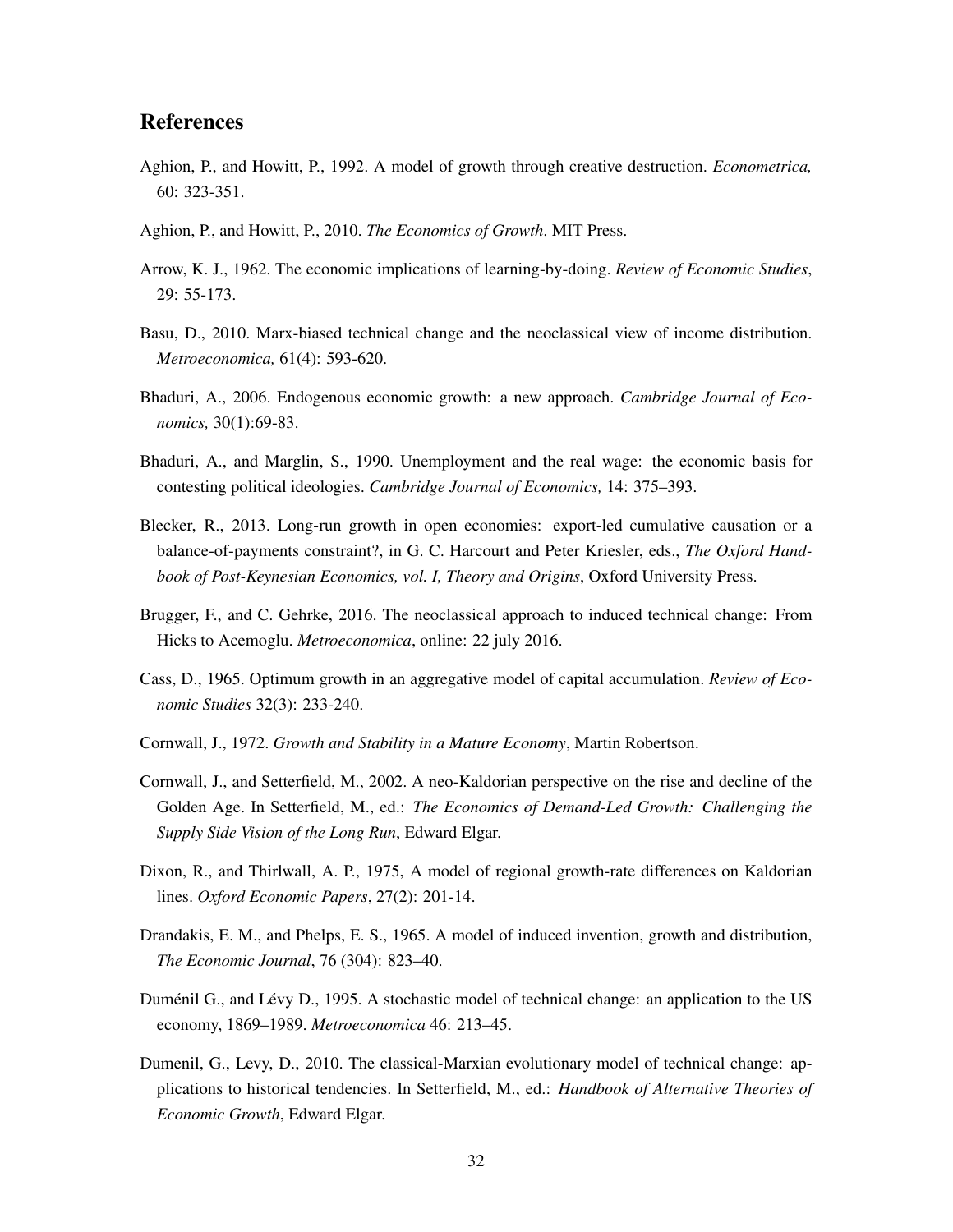## References

Aghion, P., and Howitt, P., 1992. A model of growth through creative destruction. *Econometrica,* 60: 323-351.

Aghion, P., and Howitt, P., 2010. *The Economics of Growth*. MIT Press.

Arrow, K. J., 1962. The economic implications of learning-by-doing. *Review of Economic Studies*, 29: 55-173.

Basu, D., 2010. Marx-biased technical change and the neoclassical view of income distribution. *Metroeconomica,* 61(4): 593-620.

Bhaduri, A., 2006. Endogenous economic growth: a new approach. *Cambridge Journal of Economics,* 30(1):69-83.

Bhaduri, A., and Marglin, S., 1990. Unemployment and the real wage: the economic basis for contesting political ideologies. *Cambridge Journal of Economics,* 14: 375–393.

Blecker, R., 2013. Long-run growth in open economies: export-led cumulative causation or a balance-of-payments constraint?, in G. C. Harcourt and Peter Kriesler, eds., *The Oxford Handbook of Post-Keynesian Economics, vol. I, Theory and Origins*, Oxford University Press.

Brugger, F., and C. Gehrke, 2016. The neoclassical approach to induced technical change: From Hicks to Acemoglu. *Metroeconomica*, online: 22 july 2016.

Cass, D., 1965. Optimum growth in an aggregative model of capital accumulation. *Review of Economic Studies* 32(3): 233-240.

Cornwall, J., 1972. *Growth and Stability in a Mature Economy*, Martin Robertson.

Cornwall, J., and Setterfield, M., 2002. A neo-Kaldorian perspective on the rise and decline of the Golden Age. In Setterfield, M., ed.: *The Economics of Demand-Led Growth: Challenging the Supply Side Vision of the Long Run*, Edward Elgar.

Dixon, R., and Thirlwall, A. P., 1975, A model of regional growth-rate differences on Kaldorian lines. *Oxford Economic Papers*, 27(2): 201-14.

Drandakis, E. M., and Phelps, E. S., 1965. A model of induced invention, growth and distribution, *The Economic Journal*, 76 (304): 823–40.

Duménil G., and Lévy D., 1995. A stochastic model of technical change: an application to the US economy, 1869–1989. *Metroeconomica* 46: 213–45.

Dumenil, G., Levy, D., 2010. The classical-Marxian evolutionary model of technical change: applications to historical tendencies. In Setterfield, M., ed.: *Handbook of Alternative Theories of Economic Growth*, Edward Elgar.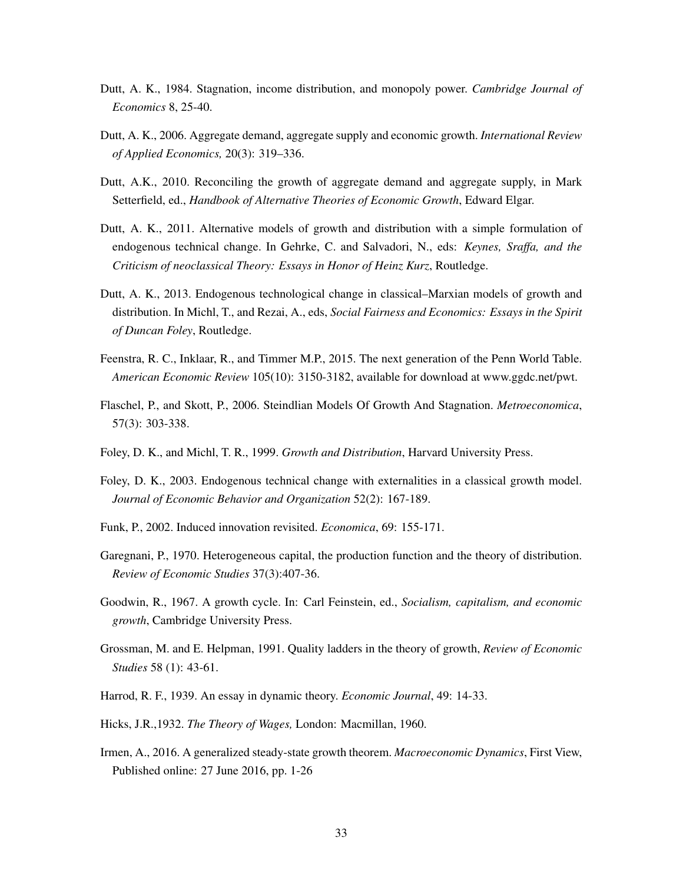Dutt, A. K., 1984. Stagnation, income distribution, and monopoly power. *Cambridge Journal of Economics* 8, 25-40.

Dutt, A. K., 2006. Aggregate demand, aggregate supply and economic growth. *International Review of Applied Economics,* 20(3): 319–336.

Dutt, A.K., 2010. Reconciling the growth of aggregate demand and aggregate supply, in Mark Setterfield, ed., *Handbook of Alternative Theories of Economic Growth*, Edward Elgar.

Dutt, A. K., 2011. Alternative models of growth and distribution with a simple formulation of endogenous technical change. In Gehrke, C. and Salvadori, N., eds: *Keynes, Sraffa, and the Criticism of neoclassical Theory: Essays in Honor of Heinz Kurz*, Routledge.

Dutt, A. K., 2013. Endogenous technological change in classical–Marxian models of growth and distribution. In Michl, T., and Rezai, A., eds, *Social Fairness and Economics: Essays in the Spirit of Duncan Foley*, Routledge.

Feenstra, R. C., Inklaar, R., and Timmer M.P., 2015. The next generation of the Penn World Table. *American Economic Review* 105(10): 3150-3182, available for download at www.ggdc.net/pwt.

Flaschel, P., and Skott, P., 2006. Steindlian Models Of Growth And Stagnation. *Metroeconomica*, 57(3): 303-338.

Foley, D. K., and Michl, T. R., 1999. *Growth and Distribution*, Harvard University Press.

Foley, D. K., 2003. Endogenous technical change with externalities in a classical growth model. *Journal of Economic Behavior and Organization* 52(2): 167-189.

Funk, P., 2002. Induced innovation revisited. *Economica*, 69: 155-171.

Garegnani, P., 1970. Heterogeneous capital, the production function and the theory of distribution. *Review of Economic Studies* 37(3):407-36.

Goodwin, R., 1967. A growth cycle. In: Carl Feinstein, ed., *Socialism, capitalism, and economic growth*, Cambridge University Press.

Grossman, M. and E. Helpman, 1991. Quality ladders in the theory of growth, *Review of Economic Studies* 58 (1): 43-61.

Harrod, R. F., 1939. An essay in dynamic theory. *Economic Journal*, 49: 14-33.

Hicks, J.R.,1932. *The Theory of Wages,* London: Macmillan, 1960.

Irmen, A., 2016. A generalized steady-state growth theorem. *Macroeconomic Dynamics*, First View, Published online: 27 June 2016, pp. 1-26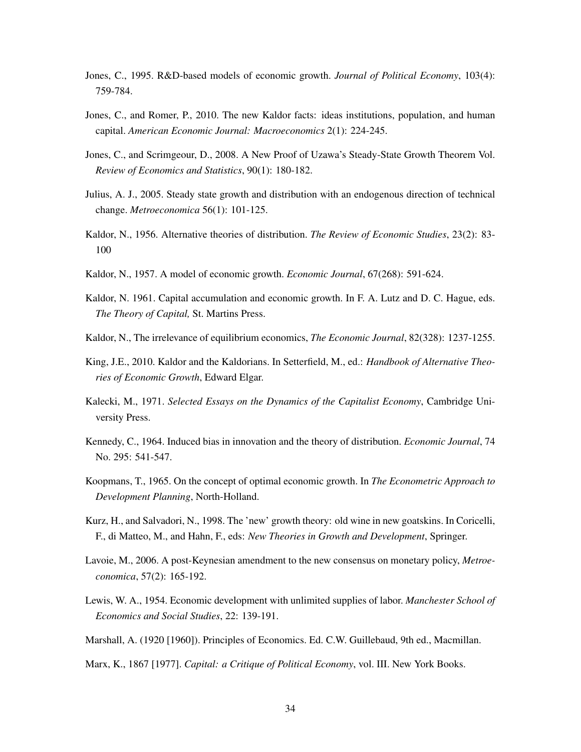Jones, C., 1995. R&D-based models of economic growth. *Journal of Political Economy*, 103(4): 759-784.

Jones, C., and Romer, P., 2010. The new Kaldor facts: ideas institutions, population, and human capital. *American Economic Journal: Macroeconomics* 2(1): 224-245.

Jones, C., and Scrimgeour, D., 2008. A New Proof of Uzawa's Steady-State Growth Theorem Vol. *Review of Economics and Statistics*, 90(1): 180-182.

Julius, A. J., 2005. Steady state growth and distribution with an endogenous direction of technical change. *Metroeconomica* 56(1): 101-125.

Kaldor, N., 1956. Alternative theories of distribution. *The Review of Economic Studies*, 23(2): 83-100

Kaldor, N., 1957. A model of economic growth. *Economic Journal*, 67(268): 591-624.

Kaldor, N. 1961. Capital accumulation and economic growth. In F. A. Lutz and D. C. Hague, eds. *The Theory of Capital,* St. Martins Press.

Kaldor, N., The irrelevance of equilibrium economics, *The Economic Journal*, 82(328): 1237-1255.

King, J.E., 2010. Kaldor and the Kaldorians. In Setterfield, M., ed.: *Handbook of Alternative Theories of Economic Growth*, Edward Elgar.

Kalecki, M., 1971. *Selected Essays on the Dynamics of the Capitalist Economy*, Cambridge University Press.

Kennedy, C., 1964. Induced bias in innovation and the theory of distribution. *Economic Journal*, 74 No. 295: 541-547.

Koopmans, T., 1965. On the concept of optimal economic growth. In *The Econometric Approach to Development Planning*, North-Holland.

Kurz, H., and Salvadori, N., 1998. The 'new' growth theory: old wine in new goatskins. In Coricelli, F., di Matteo, M., and Hahn, F., eds: *New Theories in Growth and Development*, Springer.

Lavoie, M., 2006. A post-Keynesian amendment to the new consensus on monetary policy, *Metroeconomica*, 57(2): 165-192.

Lewis, W. A., 1954. Economic development with unlimited supplies of labor. *Manchester School of Economics and Social Studies*, 22: 139-191.

Marshall, A. (1920 [1960]). Principles of Economics. Ed. C.W. Guillebaud, 9th ed., Macmillan.

Marx, K., 1867 [1977]. *Capital: a Critique of Political Economy*, vol. III. New York Books.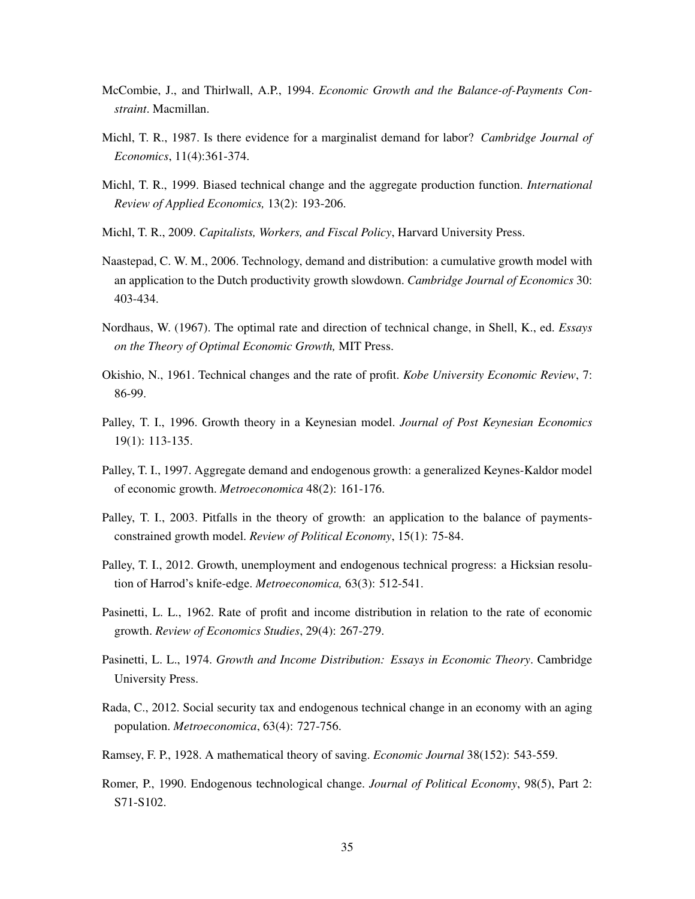McCombie, J., and Thirlwall, A.P., 1994. *Economic Growth and the Balance-of-Payments Constraint*. Macmillan.

Michl, T. R., 1987. Is there evidence for a marginalist demand for labor? *Cambridge Journal of Economics*, 11(4):361-374.

Michl, T. R., 1999. Biased technical change and the aggregate production function. *International Review of Applied Economics,* 13(2): 193-206.

Michl, T. R., 2009. *Capitalists, Workers, and Fiscal Policy*, Harvard University Press.

Naastepad, C. W. M., 2006. Technology, demand and distribution: a cumulative growth model with an application to the Dutch productivity growth slowdown. *Cambridge Journal of Economics* 30: 403-434.

Nordhaus, W. (1967). The optimal rate and direction of technical change, in Shell, K., ed. *Essays on the Theory of Optimal Economic Growth,* MIT Press.

Okishio, N., 1961. Technical changes and the rate of profit. *Kobe University Economic Review*, 7: 86-99.

Palley, T. I., 1996. Growth theory in a Keynesian model. *Journal of Post Keynesian Economics* 19(1): 113-135.

Palley, T. I., 1997. Aggregate demand and endogenous growth: a generalized Keynes-Kaldor model of economic growth. *Metroeconomica* 48(2): 161-176.

Palley, T. I., 2003. Pitfalls in the theory of growth: an application to the balance of payments-constrained growth model. *Review of Political Economy*, 15(1): 75-84.

Palley, T. I., 2012. Growth, unemployment and endogenous technical progress: a Hicksian resolution of Harrod's knife-edge. *Metroeconomica,* 63(3): 512-541.

Pasinetti, L. L., 1962. Rate of profit and income distribution in relation to the rate of economic growth. *Review of Economics Studies*, 29(4): 267-279.

Pasinetti, L. L., 1974. *Growth and Income Distribution: Essays in Economic Theory*. Cambridge University Press.

Rada, C., 2012. Social security tax and endogenous technical change in an economy with an aging population. *Metroeconomica*, 63(4): 727-756.

Ramsey, F. P., 1928. A mathematical theory of saving. *Economic Journal* 38(152): 543-559.

Romer, P., 1990. Endogenous technological change. *Journal of Political Economy*, 98(5), Part 2: S71-S102.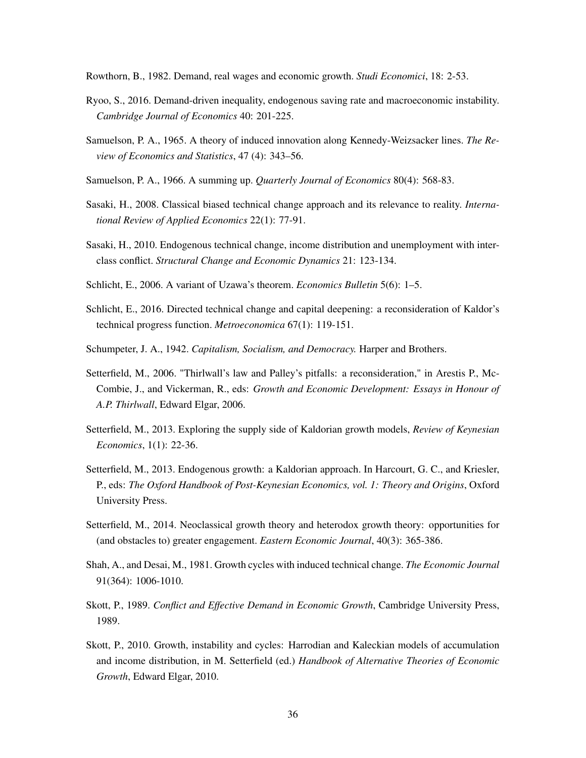Rowthorn, B., 1982. Demand, real wages and economic growth. *Studi Economici*, 18: 2-53.

Ryoo, S., 2016. Demand-driven inequality, endogenous saving rate and macroeconomic instability. *Cambridge Journal of Economics* 40: 201-225.

Samuelson, P. A., 1965. A theory of induced innovation along Kennedy-Weizsacker lines. *The Review of Economics and Statistics*, 47 (4): 343–56.

Samuelson, P. A., 1966. A summing up. *Quarterly Journal of Economics* 80(4): 568-83.

Sasaki, H., 2008. Classical biased technical change approach and its relevance to reality. *International Review of Applied Economics* 22(1): 77-91.

Sasaki, H., 2010. Endogenous technical change, income distribution and unemployment with inter-class conflict. *Structural Change and Economic Dynamics* 21: 123-134.

Schlicht, E., 2006. A variant of Uzawa's theorem. *Economics Bulletin* 5(6): 1–5.

Schlicht, E., 2016. Directed technical change and capital deepening: a reconsideration of Kaldor's technical progress function. *Metroeconomica* 67(1): 119-151.

Schumpeter, J. A., 1942. *Capitalism, Socialism, and Democracy.* Harper and Brothers.

Setterfield, M., 2006. "Thirlwall's law and Palley's pitfalls: a reconsideration," in Arestis P., McCombie, J., and Vickerman, R., eds: *Growth and Economic Development: Essays in Honour of A.P. Thirlwall*, Edward Elgar, 2006.

Setterfield, M., 2013. Exploring the supply side of Kaldorian growth models, *Review of Keynesian Economics*, 1(1): 22-36.

Setterfield, M., 2013. Endogenous growth: a Kaldorian approach. In Harcourt, G. C., and Kriesler, P., eds: *The Oxford Handbook of Post-Keynesian Economics, vol. 1: Theory and Origins*, Oxford University Press.

Setterfield, M., 2014. Neoclassical growth theory and heterodox growth theory: opportunities for (and obstacles to) greater engagement. *Eastern Economic Journal*, 40(3): 365-386.

Shah, A., and Desai, M., 1981. Growth cycles with induced technical change. *The Economic Journal* 91(364): 1006-1010.

Skott, P., 1989. *Conflict and Effective Demand in Economic Growth*, Cambridge University Press, 1989.

Skott, P., 2010. Growth, instability and cycles: Harrodian and Kaleckian models of accumulation and income distribution, in M. Setterfield (ed.) *Handbook of Alternative Theories of Economic Growth*, Edward Elgar, 2010.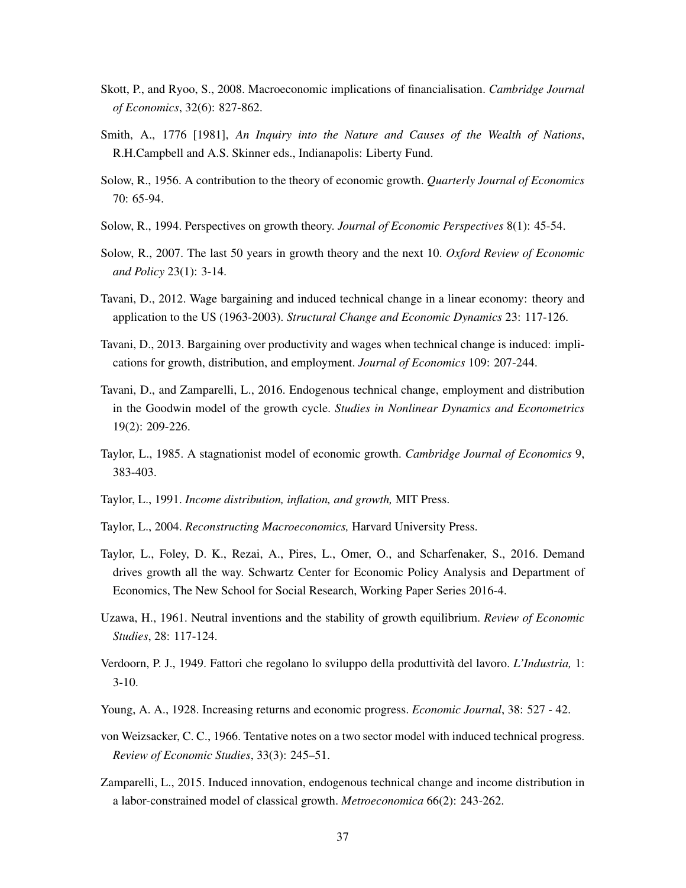Skott, P., and Ryoo, S., 2008. Macroeconomic implications of financialisation. *Cambridge Journal of Economics*, 32(6): 827-862.

Smith, A., 1776 [1981], *An Inquiry into the Nature and Causes of the Wealth of Nations*, R.H.Campbell and A.S. Skinner eds., Indianapolis: Liberty Fund.

Solow, R., 1956. A contribution to the theory of economic growth. *Quarterly Journal of Economics* 70: 65-94.

Solow, R., 1994. Perspectives on growth theory. *Journal of Economic Perspectives* 8(1): 45-54.

Solow, R., 2007. The last 50 years in growth theory and the next 10. *Oxford Review of Economic and Policy* 23(1): 3-14.

Tavani, D., 2012. Wage bargaining and induced technical change in a linear economy: theory and application to the US (1963-2003). *Structural Change and Economic Dynamics* 23: 117-126.

Tavani, D., 2013. Bargaining over productivity and wages when technical change is induced: implications for growth, distribution, and employment. *Journal of Economics* 109: 207-244.

Tavani, D., and Zamparelli, L., 2016. Endogenous technical change, employment and distribution in the Goodwin model of the growth cycle. *Studies in Nonlinear Dynamics and Econometrics* 19(2): 209-226.

Taylor, L., 1985. A stagnationist model of economic growth. *Cambridge Journal of Economics* 9, 383-403.

Taylor, L., 1991. *Income distribution, inflation, and growth,* MIT Press.

Taylor, L., 2004. *Reconstructing Macroeconomics,* Harvard University Press.

Taylor, L., Foley, D. K., Rezai, A., Pires, L., Omer, O., and Scharfenaker, S., 2016. Demand drives growth all the way. Schwartz Center for Economic Policy Analysis and Department of Economics, The New School for Social Research, Working Paper Series 2016-4.

Uzawa, H., 1961. Neutral inventions and the stability of growth equilibrium. *Review of Economic Studies*, 28: 117-124.

Verdoorn, P. J., 1949. Fattori che regolano lo sviluppo della produttività del lavoro. *L'Industria,* 1: 3-10.

Young, A. A., 1928. Increasing returns and economic progress. *Economic Journal*, 38: 527 - 42.

von Weizsacker, C. C., 1966. Tentative notes on a two sector model with induced technical progress. *Review of Economic Studies*, 33(3): 245–51.

Zamparelli, L., 2015. Induced innovation, endogenous technical change and income distribution in a labor-constrained model of classical growth. *Metroeconomica* 66(2): 243-262.